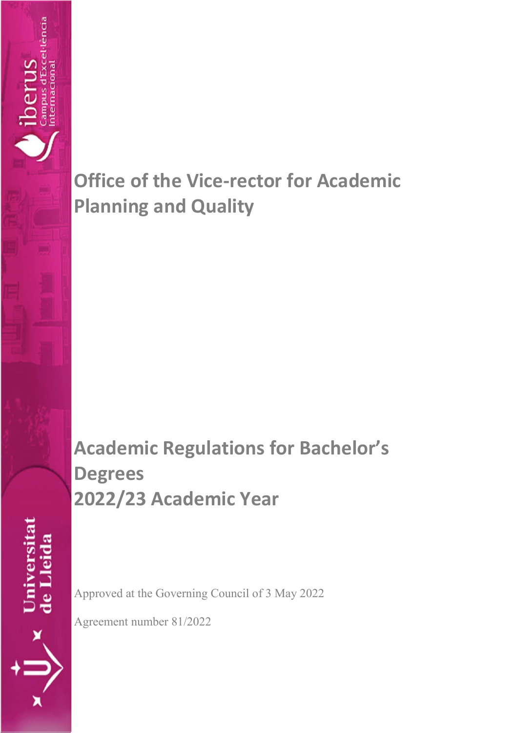# Office of the Vice-rector for Academic Planning and Quality

# Academic Regulations for Bachelor's Degrees 2022/23 Academic Year

Approved at the Governing Council of 3 May 2022

Agreement number 81/2022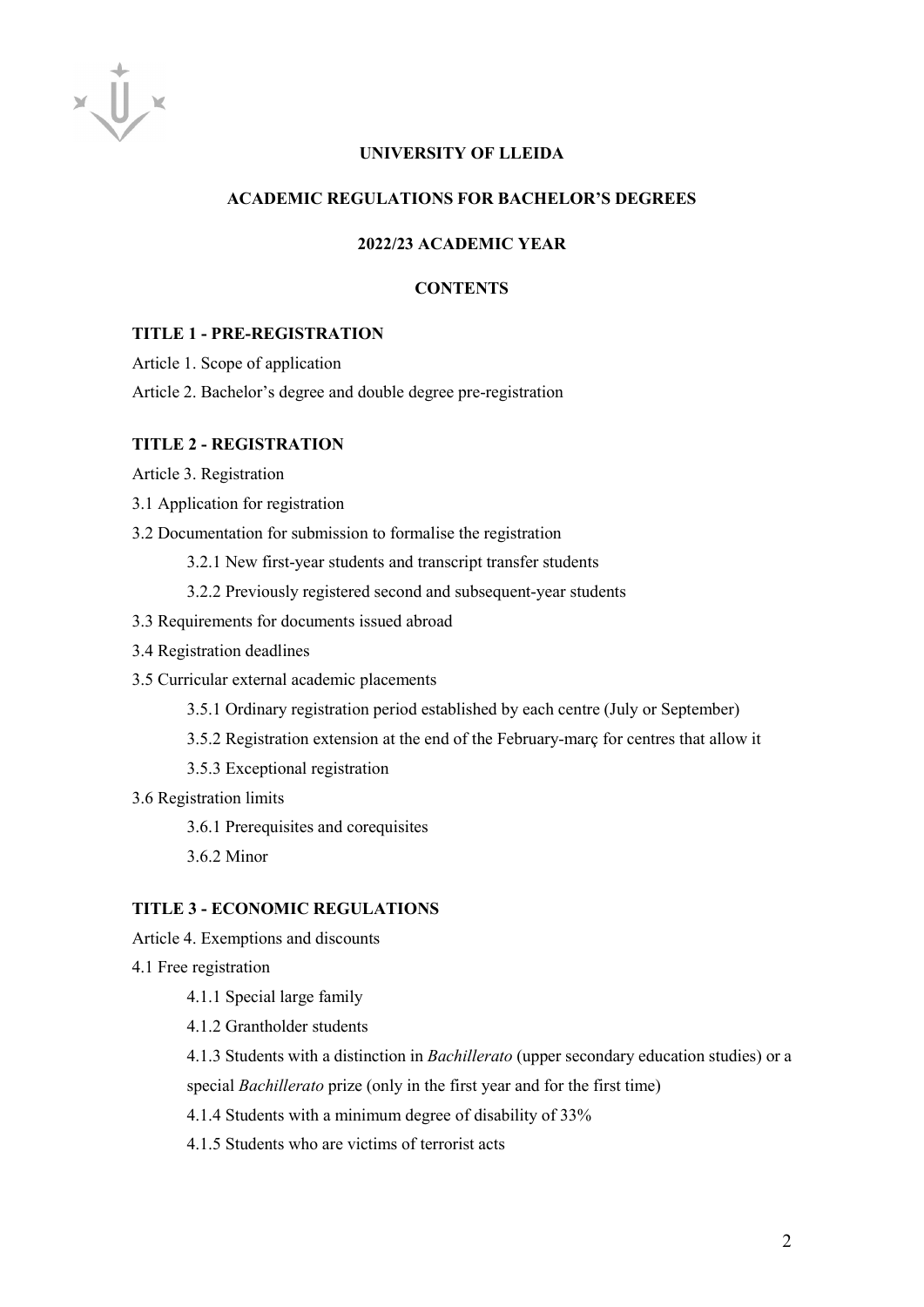**UNIVERSITY OF LLEIDA**

**ACADEMIC REGULATIONS FOR BACHELOR'S DEGREES**

**2022/23 ACADEMIC YEAR**

**CONTENTS**

**TITLE 1 - PRE-REGISTRATION**

Article 1. Scope of application

Article 2. Bachelor's degree and double degree pre-registration

**TITLE 2 - REGISTRATION**

Article 3. Registration

3.1 Application for registration

3.2 Documentation for submission to formalise the registration

- 3.2.1 New first-year students and transcript transfer students
- 3.2.2 Previously registered second and subsequent-year students

3.3 Requirements for documents issued abroad

3.4 Registration deadlines

3.5 Curricular external academic placements

- 3.5.1 Ordinary registration period established by each centre (July or September)
- 3.5.2 Registration extension at the end of the February-març for centres that allow it
- 3.5.3 Exceptional registration

3.6 Registration limits

- 3.6.1 Prerequisites and corequisites
- 3.6.2 Minor

**TITLE 3 - ECONOMIC REGULATIONS**

Article 4. Exemptions and discounts

4.1 Free registration

- 4.1.1 Special large family
- 4.1.2 Grantholder students
- 4.1.3 Students with a distinction in *Bachillerato* (upper secondary education studies) or a special *Bachillerato* prize (only in the first year and for the first time)
- 4.1.4 Students with a minimum degree of disability of 33%
- 4.1.5 Students who are victims of terrorist acts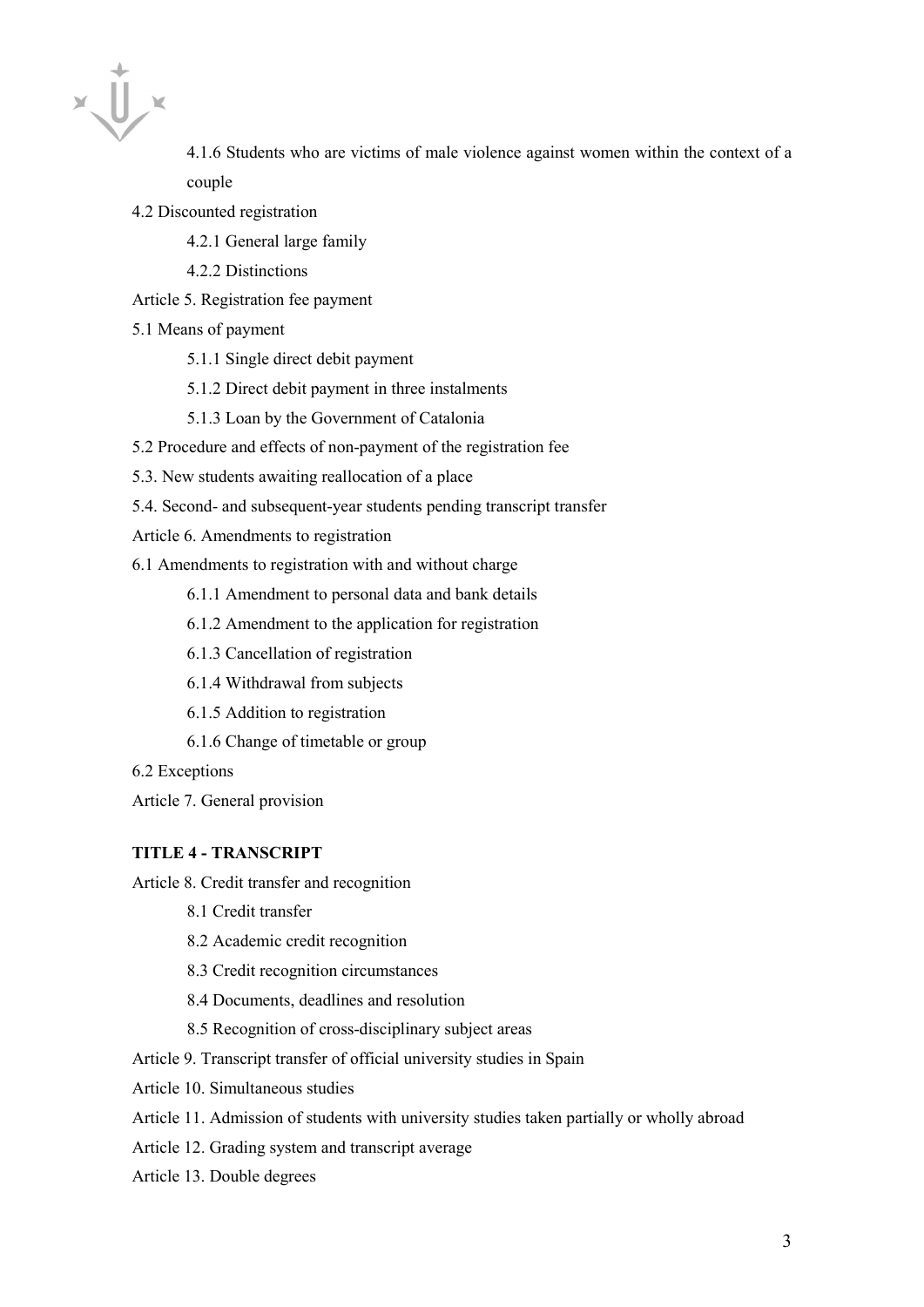4.1.6 Students who are victims of male violence against women within the context of a couple

4.2 Discounted registration

4.2.1 General large family

4.2.2 Distinctions

Article 5. Registration fee payment

5.1 Means of payment

5.1.1 Single direct debit payment

5.1.2 Direct debit payment in three instalments

5.1.3 Loan by the Government of Catalonia

5.2 Procedure and effects of non-payment of the registration fee

5.3. New students awaiting reallocation of a place

5.4. Second- and subsequent-year students pending transcript transfer

Article 6. Amendments to registration

6.1 Amendments to registration with and without charge

6.1.1 Amendment to personal data and bank details

6.1.2 Amendment to the application for registration

6.1.3 Cancellation of registration

6.1.4 Withdrawal from subjects

6.1.5 Addition to registration

6.1.6 Change of timetable or group

6.2 Exceptions

Article 7. General provision

**TITLE 4 - TRANSCRIPT**

Article 8. Credit transfer and recognition

8.1 Credit transfer

8.2 Academic credit recognition

8.3 Credit recognition circumstances

8.4 Documents, deadlines and resolution

8.5 Recognition of cross-disciplinary subject areas

Article 9. Transcript transfer of official university studies in Spain

Article 10. Simultaneous studies

Article 11. Admission of students with university studies taken partially or wholly abroad

Article 12. Grading system and transcript average

Article 13. Double degrees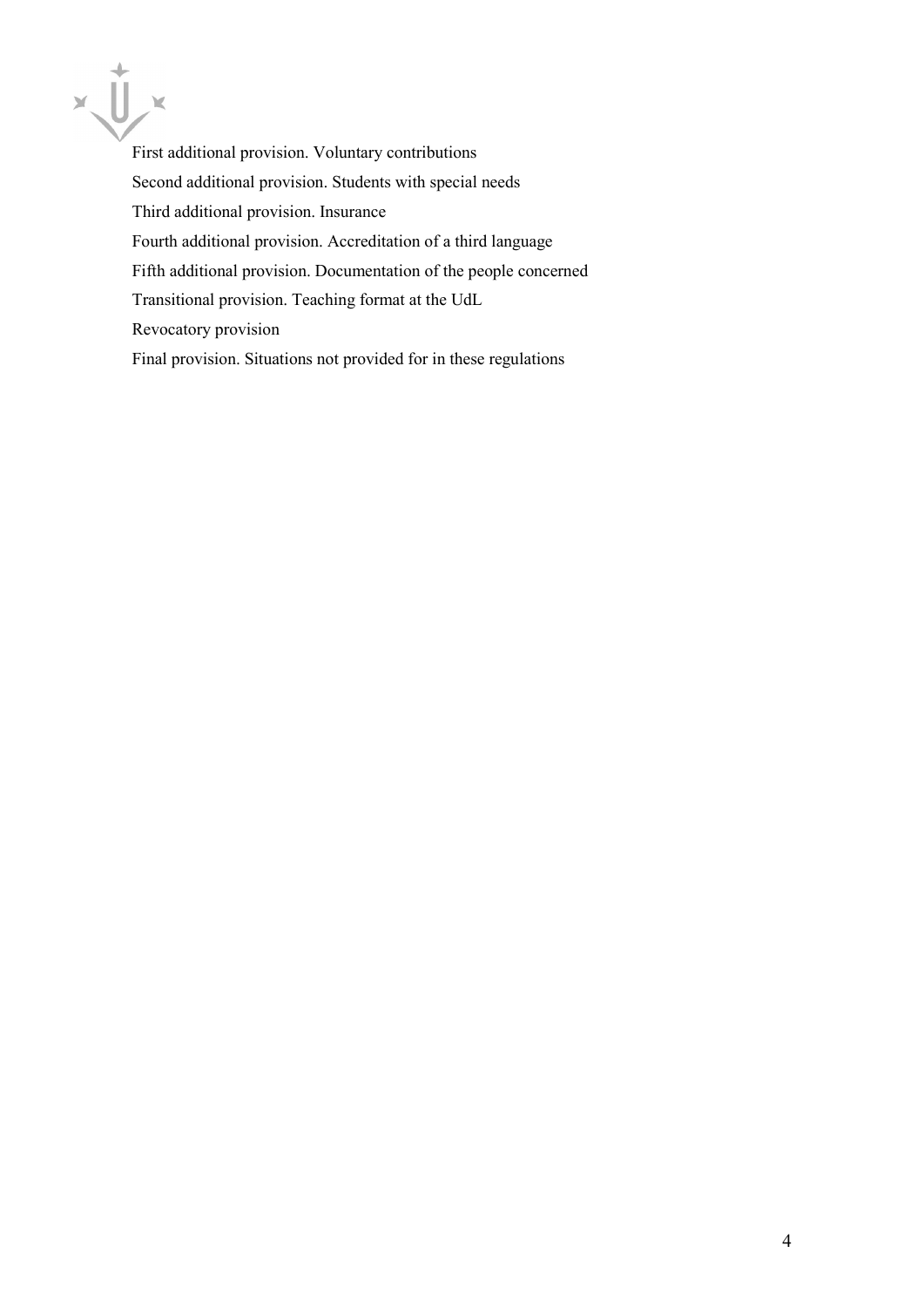First additional provision. Voluntary contributions

Second additional provision. Students with special needs

Third additional provision. Insurance

Fourth additional provision. Accreditation of a third language

Fifth additional provision. Documentation of the people concerned

Transitional provision. Teaching format at the UdL

Revocatory provision

Final provision. Situations not provided for in these regulations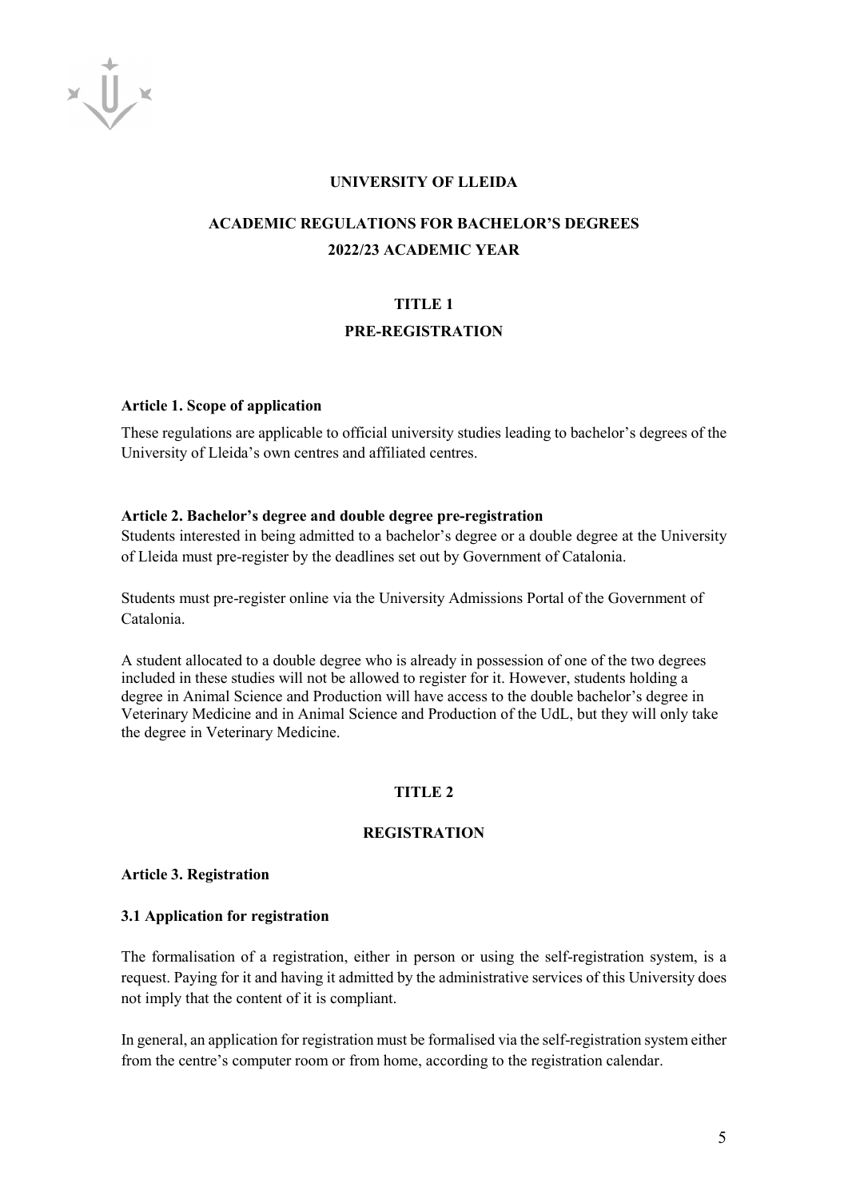# UNIVERSITY OF LLEIDA

## ACADEMIC REGULATIONS FOR BACHELOR'S DEGREES
## 2022/23 ACADEMIC YEAR

## TITLE 1
## PRE-REGISTRATION

**Article 1. Scope of application**

These regulations are applicable to official university studies leading to bachelor's degrees of the University of Lleida's own centres and affiliated centres.

**Article 2. Bachelor's degree and double degree pre-registration**

Students interested in being admitted to a bachelor's degree or a double degree at the University of Lleida must pre-register by the deadlines set out by Government of Catalonia.

Students must pre-register online via the University Admissions Portal of the Government of Catalonia.

A student allocated to a double degree who is already in possession of one of the two degrees included in these studies will not be allowed to register for it. However, students holding a degree in Animal Science and Production will have access to the double bachelor's degree in Veterinary Medicine and in Animal Science and Production of the UdL, but they will only take the degree in Veterinary Medicine.

## TITLE 2
## REGISTRATION

**Article 3. Registration**

**3.1 Application for registration**

The formalisation of a registration, either in person or using the self-registration system, is a request. Paying for it and having it admitted by the administrative services of this University does not imply that the content of it is compliant.

In general, an application for registration must be formalised via the self-registration system either from the centre's computer room or from home, according to the registration calendar.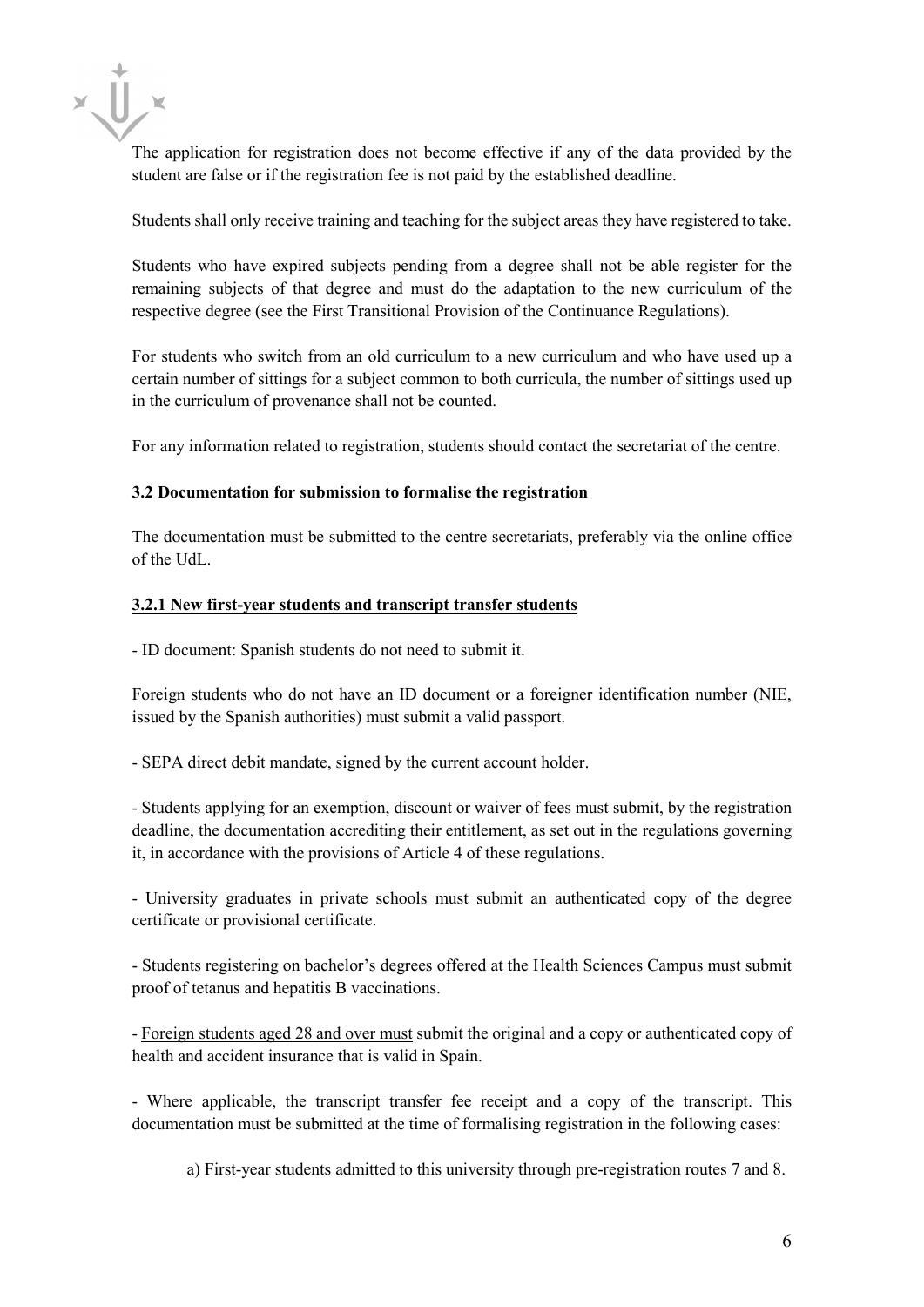The application for registration does not become effective if any of the data provided by the student are false or if the registration fee is not paid by the established deadline.

Students shall only receive training and teaching for the subject areas they have registered to take.

Students who have expired subjects pending from a degree shall not be able register for the remaining subjects of that degree and must do the adaptation to the new curriculum of the respective degree (see the First Transitional Provision of the Continuance Regulations).

For students who switch from an old curriculum to a new curriculum and who have used up a certain number of sittings for a subject common to both curricula, the number of sittings used up in the curriculum of provenance shall not be counted.

For any information related to registration, students should contact the secretariat of the centre.

### 3.2 Documentation for submission to formalise the registration

The documentation must be submitted to the centre secretariats, preferably via the online office of the UdL.

#### <u>3.2.1 New first-year students and transcript transfer students</u>

- ID document: Spanish students do not need to submit it.

Foreign students who do not have an ID document or a foreigner identification number (NIE, issued by the Spanish authorities) must submit a valid passport.

- SEPA direct debit mandate, signed by the current account holder.

- Students applying for an exemption, discount or waiver of fees must submit, by the registration deadline, the documentation accrediting their entitlement, as set out in the regulations governing it, in accordance with the provisions of Article 4 of these regulations.

- University graduates in private schools must submit an authenticated copy of the degree certificate or provisional certificate.

- Students registering on bachelor's degrees offered at the Health Sciences Campus must submit proof of tetanus and hepatitis B vaccinations.

- <u>Foreign students aged 28 and over must</u> submit the original and a copy or authenticated copy of health and accident insurance that is valid in Spain.

- Where applicable, the transcript transfer fee receipt and a copy of the transcript. This documentation must be submitted at the time of formalising registration in the following cases:

    a) First-year students admitted to this university through pre-registration routes 7 and 8.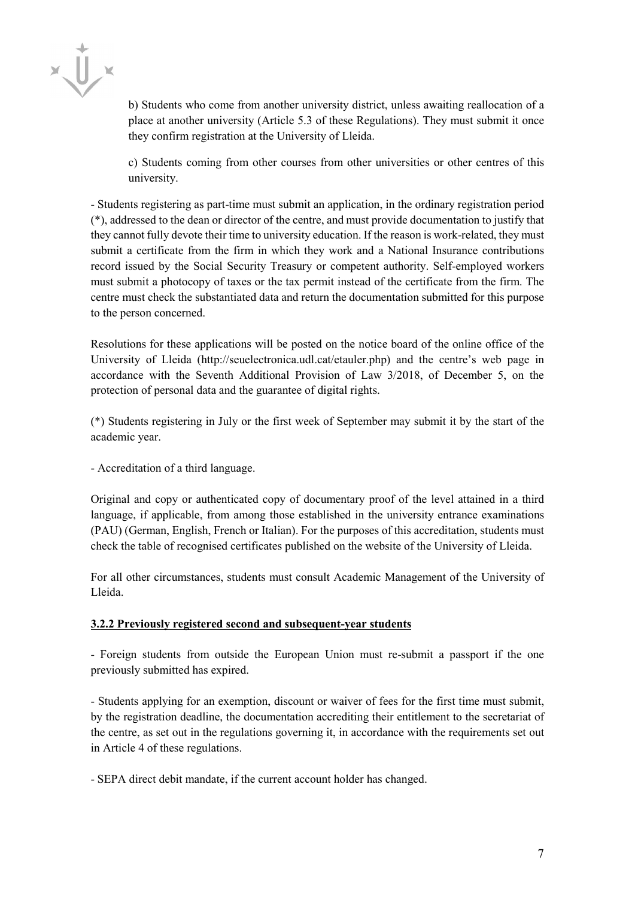b) Students who come from another university district, unless awaiting reallocation of a place at another university (Article 5.3 of these Regulations). They must submit it once they confirm registration at the University of Lleida.

c) Students coming from other courses from other universities or other centres of this university.

- Students registering as part-time must submit an application, in the ordinary registration period (*), addressed to the dean or director of the centre, and must provide documentation to justify that they cannot fully devote their time to university education. If the reason is work-related, they must submit a certificate from the firm in which they work and a National Insurance contributions record issued by the Social Security Treasury or competent authority. Self-employed workers must submit a photocopy of taxes or the tax permit instead of the certificate from the firm. The centre must check the substantiated data and return the documentation submitted for this purpose to the person concerned.

Resolutions for these applications will be posted on the notice board of the online office of the University of Lleida (http://seuelectronica.udl.cat/etauler.php) and the centre's web page in accordance with the Seventh Additional Provision of Law 3/2018, of December 5, on the protection of personal data and the guarantee of digital rights.

(*) Students registering in July or the first week of September may submit it by the start of the academic year.

- Accreditation of a third language.

Original and copy or authenticated copy of documentary proof of the level attained in a third language, if applicable, from among those established in the university entrance examinations (PAU) (German, English, French or Italian). For the purposes of this accreditation, students must check the table of recognised certificates published on the website of the University of Lleida.

For all other circumstances, students must consult Academic Management of the University of Lleida.

### 3.2.2 Previously registered second and subsequent-year students

- Foreign students from outside the European Union must re-submit a passport if the one previously submitted has expired.

- Students applying for an exemption, discount or waiver of fees for the first time must submit, by the registration deadline, the documentation accrediting their entitlement to the secretariat of the centre, as set out in the regulations governing it, in accordance with the requirements set out in Article 4 of these regulations.

- SEPA direct debit mandate, if the current account holder has changed.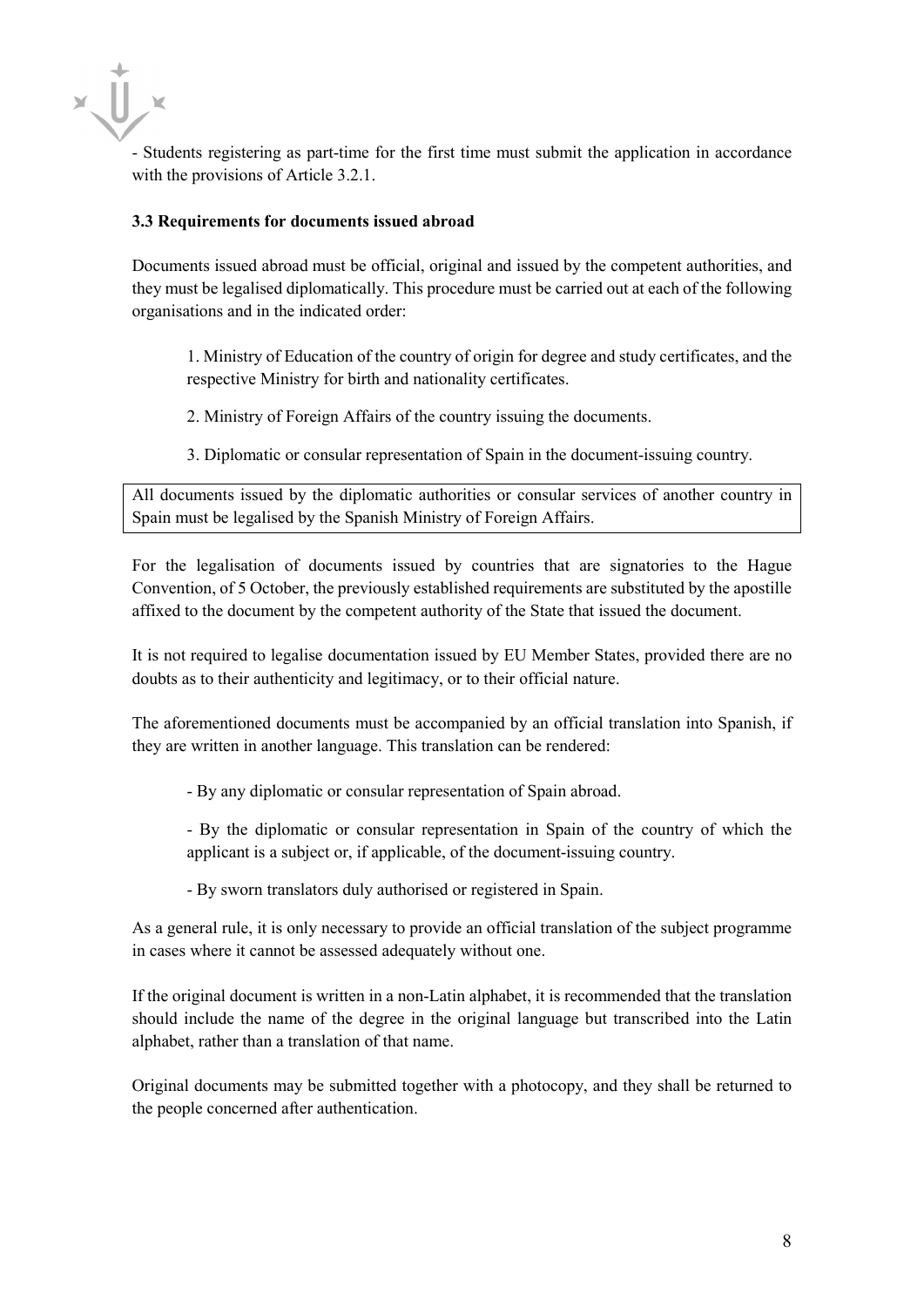- Students registering as part-time for the first time must submit the application in accordance with the provisions of Article 3.2.1.

### 3.3 Requirements for documents issued abroad

Documents issued abroad must be official, original and issued by the competent authorities, and they must be legalised diplomatically. This procedure must be carried out at each of the following organisations and in the indicated order:

1. Ministry of Education of the country of origin for degree and study certificates, and the respective Ministry for birth and nationality certificates.
2. Ministry of Foreign Affairs of the country issuing the documents.
3. Diplomatic or consular representation of Spain in the document-issuing country.

All documents issued by the diplomatic authorities or consular services of another country in Spain must be legalised by the Spanish Ministry of Foreign Affairs.

For the legalisation of documents issued by countries that are signatories to the Hague Convention, of 5 October, the previously established requirements are substituted by the apostille affixed to the document by the competent authority of the State that issued the document.

It is not required to legalise documentation issued by EU Member States, provided there are no doubts as to their authenticity and legitimacy, or to their official nature.

The aforementioned documents must be accompanied by an official translation into Spanish, if they are written in another language. This translation can be rendered:

- By any diplomatic or consular representation of Spain abroad.
- By the diplomatic or consular representation in Spain of the country of which the applicant is a subject or, if applicable, of the document-issuing country.
- By sworn translators duly authorised or registered in Spain.

As a general rule, it is only necessary to provide an official translation of the subject programme in cases where it cannot be assessed adequately without one.

If the original document is written in a non-Latin alphabet, it is recommended that the translation should include the name of the degree in the original language but transcribed into the Latin alphabet, rather than a translation of that name.

Original documents may be submitted together with a photocopy, and they shall be returned to the people concerned after authentication.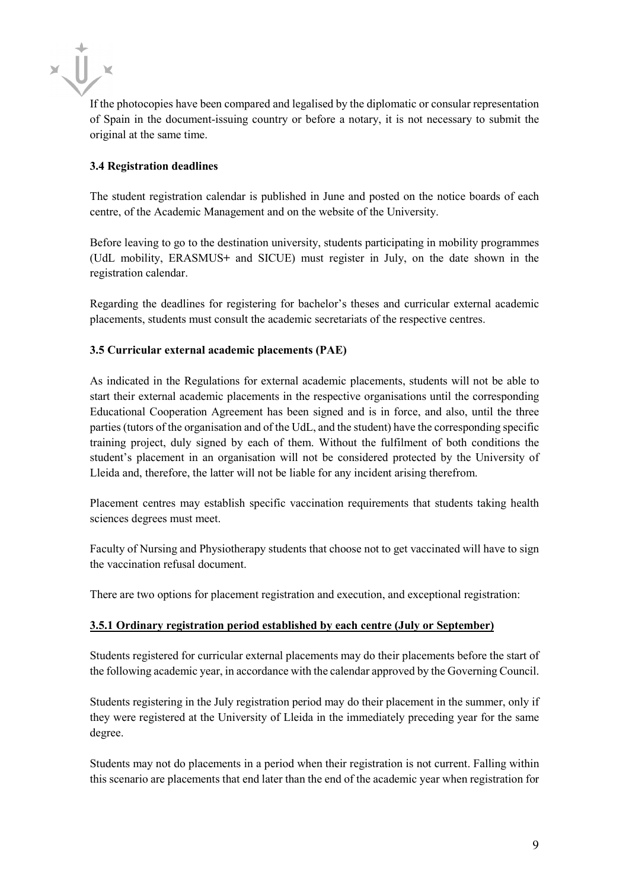If the photocopies have been compared and legalised by the diplomatic or consular representation of Spain in the document-issuing country or before a notary, it is not necessary to submit the original at the same time.

### 3.4 Registration deadlines

The student registration calendar is published in June and posted on the notice boards of each centre, of the Academic Management and on the website of the University.

Before leaving to go to the destination university, students participating in mobility programmes (UdL mobility, ERASMUS+ and SICUE) must register in July, on the date shown in the registration calendar.

Regarding the deadlines for registering for bachelor's theses and curricular external academic placements, students must consult the academic secretariats of the respective centres.

### 3.5 Curricular external academic placements (PAE)

As indicated in the Regulations for external academic placements, students will not be able to start their external academic placements in the respective organisations until the corresponding Educational Cooperation Agreement has been signed and is in force, and also, until the three parties (tutors of the organisation and of the UdL, and the student) have the corresponding specific training project, duly signed by each of them. Without the fulfilment of both conditions the student's placement in an organisation will not be considered protected by the University of Lleida and, therefore, the latter will not be liable for any incident arising therefrom.

Placement centres may establish specific vaccination requirements that students taking health sciences degrees must meet.

Faculty of Nursing and Physiotherapy students that choose not to get vaccinated will have to sign the vaccination refusal document.

There are two options for placement registration and execution, and exceptional registration:

#### 3.5.1 Ordinary registration period established by each centre (July or September)

Students registered for curricular external placements may do their placements before the start of the following academic year, in accordance with the calendar approved by the Governing Council.

Students registering in the July registration period may do their placement in the summer, only if they were registered at the University of Lleida in the immediately preceding year for the same degree.

Students may not do placements in a period when their registration is not current. Falling within this scenario are placements that end later than the end of the academic year when registration for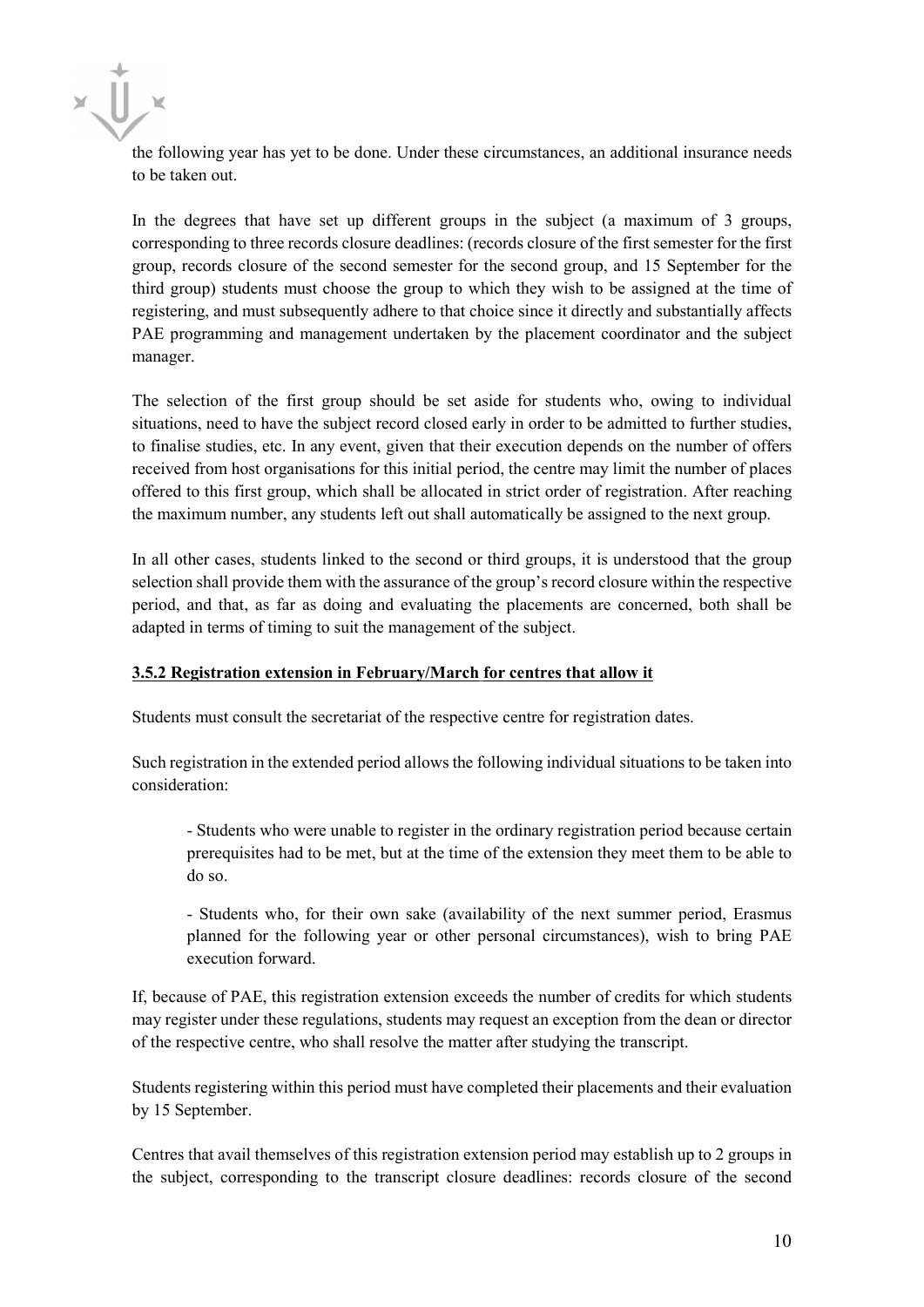the following year has yet to be done. Under these circumstances, an additional insurance needs to be taken out.

In the degrees that have set up different groups in the subject (a maximum of 3 groups, corresponding to three records closure deadlines: (records closure of the first semester for the first group, records closure of the second semester for the second group, and 15 September for the third group) students must choose the group to which they wish to be assigned at the time of registering, and must subsequently adhere to that choice since it directly and substantially affects PAE programming and management undertaken by the placement coordinator and the subject manager.

The selection of the first group should be set aside for students who, owing to individual situations, need to have the subject record closed early in order to be admitted to further studies, to finalise studies, etc. In any event, given that their execution depends on the number of offers received from host organisations for this initial period, the centre may limit the number of places offered to this first group, which shall be allocated in strict order of registration. After reaching the maximum number, any students left out shall automatically be assigned to the next group.

In all other cases, students linked to the second or third groups, it is understood that the group selection shall provide them with the assurance of the group's record closure within the respective period, and that, as far as doing and evaluating the placements are concerned, both shall be adapted in terms of timing to suit the management of the subject.

#### 3.5.2 Registration extension in February/March for centres that allow it

Students must consult the secretariat of the respective centre for registration dates.

Such registration in the extended period allows the following individual situations to be taken into consideration:

- Students who were unable to register in the ordinary registration period because certain prerequisites had to be met, but at the time of the extension they meet them to be able to do so.

- Students who, for their own sake (availability of the next summer period, Erasmus planned for the following year or other personal circumstances), wish to bring PAE execution forward.

If, because of PAE, this registration extension exceeds the number of credits for which students may register under these regulations, students may request an exception from the dean or director of the respective centre, who shall resolve the matter after studying the transcript.

Students registering within this period must have completed their placements and their evaluation by 15 September.

Centres that avail themselves of this registration extension period may establish up to 2 groups in the subject, corresponding to the transcript closure deadlines: records closure of the second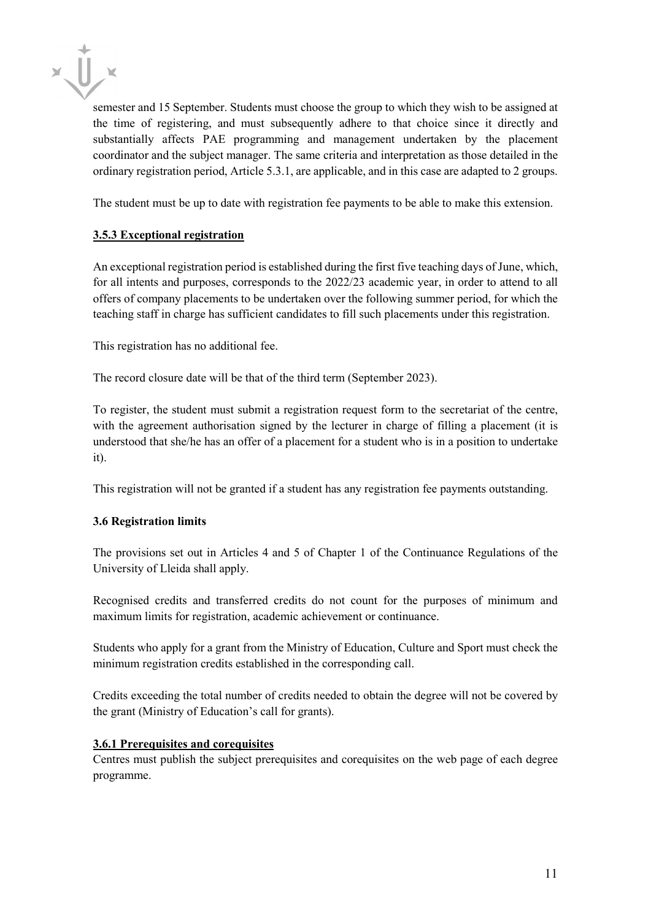semester and 15 September. Students must choose the group to which they wish to be assigned at the time of registering, and must subsequently adhere to that choice since it directly and substantially affects PAE programming and management undertaken by the placement coordinator and the subject manager. The same criteria and interpretation as those detailed in the ordinary registration period, Article 5.3.1, are applicable, and in this case are adapted to 2 groups.

The student must be up to date with registration fee payments to be able to make this extension.

#### 3.5.3 Exceptional registration

An exceptional registration period is established during the first five teaching days of June, which, for all intents and purposes, corresponds to the 2022/23 academic year, in order to attend to all offers of company placements to be undertaken over the following summer period, for which the teaching staff in charge has sufficient candidates to fill such placements under this registration.

This registration has no additional fee.

The record closure date will be that of the third term (September 2023).

To register, the student must submit a registration request form to the secretariat of the centre, with the agreement authorisation signed by the lecturer in charge of filling a placement (it is understood that she/he has an offer of a placement for a student who is in a position to undertake it).

This registration will not be granted if a student has any registration fee payments outstanding.

### 3.6 Registration limits

The provisions set out in Articles 4 and 5 of Chapter 1 of the Continuance Regulations of the University of Lleida shall apply.

Recognised credits and transferred credits do not count for the purposes of minimum and maximum limits for registration, academic achievement or continuance.

Students who apply for a grant from the Ministry of Education, Culture and Sport must check the minimum registration credits established in the corresponding call.

Credits exceeding the total number of credits needed to obtain the degree will not be covered by the grant (Ministry of Education's call for grants).

#### 3.6.1 Prerequisites and corequisites

Centres must publish the subject prerequisites and corequisites on the web page of each degree programme.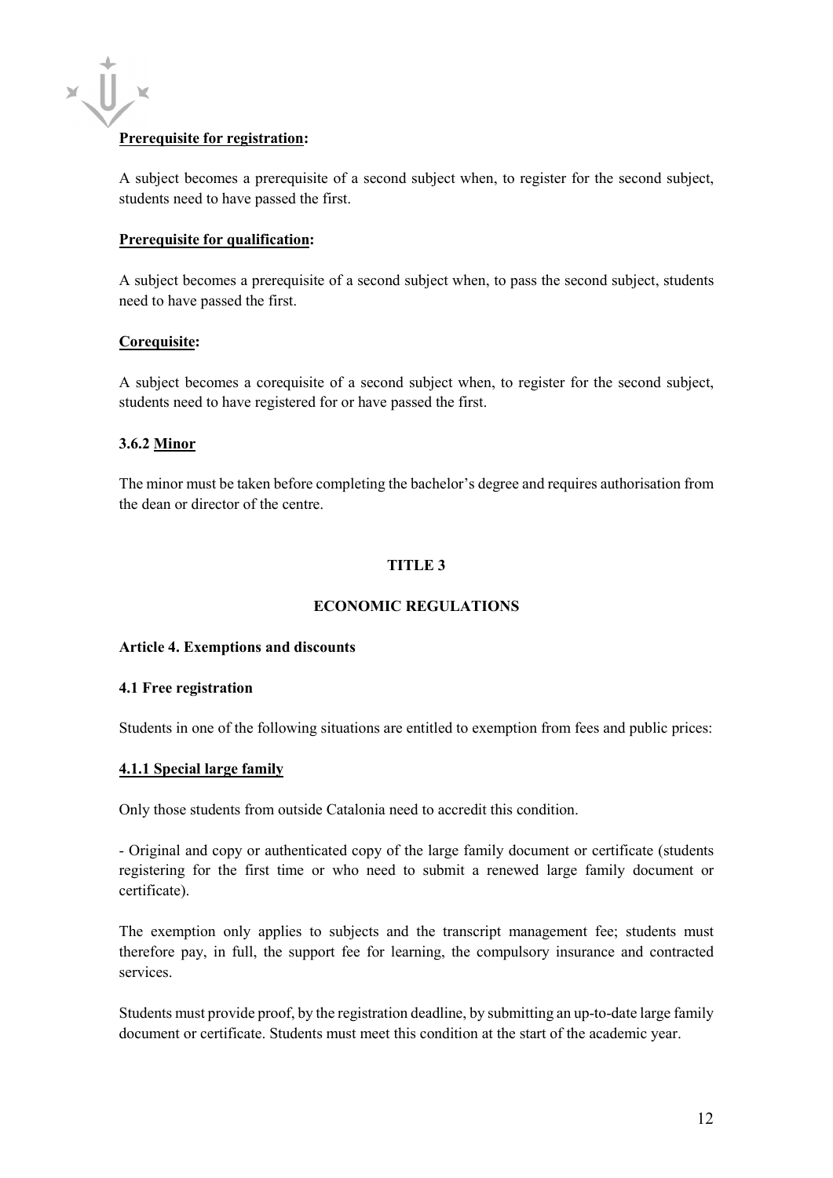**Prerequisite for registration:**

A subject becomes a prerequisite of a second subject when, to register for the second subject, students need to have passed the first.

**Prerequisite for qualification:**

A subject becomes a prerequisite of a second subject when, to pass the second subject, students need to have passed the first.

**Corequisite:**

A subject becomes a corequisite of a second subject when, to register for the second subject, students need to have registered for or have passed the first.

#### 3.6.2 Minor

The minor must be taken before completing the bachelor's degree and requires authorisation from the dean or director of the centre.

## TITLE 3

## ECONOMIC REGULATIONS

### Article 4. Exemptions and discounts

#### 4.1 Free registration

Students in one of the following situations are entitled to exemption from fees and public prices:

#### 4.1.1 Special large family

Only those students from outside Catalonia need to accredit this condition.

- Original and copy or authenticated copy of the large family document or certificate (students registering for the first time or who need to submit a renewed large family document or certificate).

The exemption only applies to subjects and the transcript management fee; students must therefore pay, in full, the support fee for learning, the compulsory insurance and contracted services.

Students must provide proof, by the registration deadline, by submitting an up-to-date large family document or certificate. Students must meet this condition at the start of the academic year.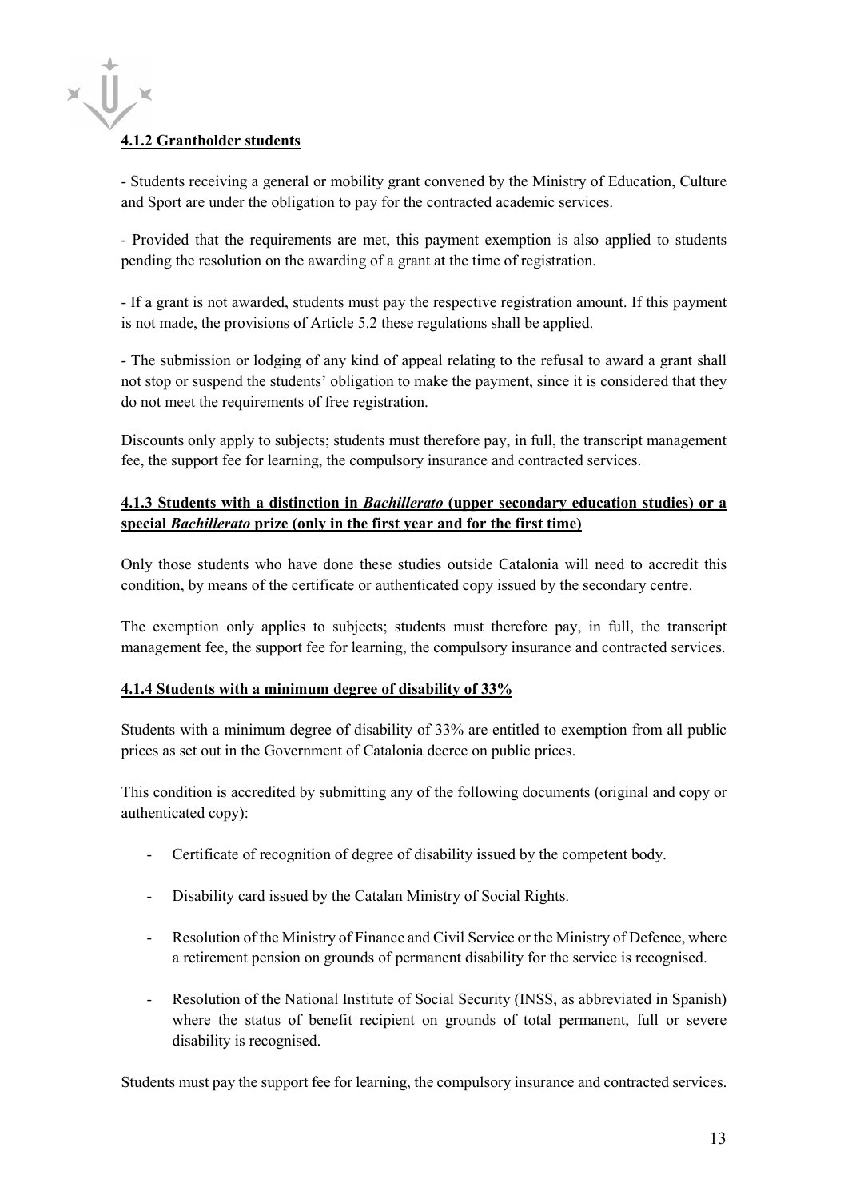#### 4.1.2 Grantholder students

- Students receiving a general or mobility grant convened by the Ministry of Education, Culture and Sport are under the obligation to pay for the contracted academic services.

- Provided that the requirements are met, this payment exemption is also applied to students pending the resolution on the awarding of a grant at the time of registration.

- If a grant is not awarded, students must pay the respective registration amount. If this payment is not made, the provisions of Article 5.2 these regulations shall be applied.

- The submission or lodging of any kind of appeal relating to the refusal to award a grant shall not stop or suspend the students' obligation to make the payment, since it is considered that they do not meet the requirements of free registration.

Discounts only apply to subjects; students must therefore pay, in full, the transcript management fee, the support fee for learning, the compulsory insurance and contracted services.

#### 4.1.3 Students with a distinction in *Bachillerato* (upper secondary education studies) or a special *Bachillerato* prize (only in the first year and for the first time)

Only those students who have done these studies outside Catalonia will need to accredit this condition, by means of the certificate or authenticated copy issued by the secondary centre.

The exemption only applies to subjects; students must therefore pay, in full, the transcript management fee, the support fee for learning, the compulsory insurance and contracted services.

#### 4.1.4 Students with a minimum degree of disability of 33%

Students with a minimum degree of disability of 33% are entitled to exemption from all public prices as set out in the Government of Catalonia decree on public prices.

This condition is accredited by submitting any of the following documents (original and copy or authenticated copy):

- Certificate of recognition of degree of disability issued by the competent body.
- Disability card issued by the Catalan Ministry of Social Rights.
- Resolution of the Ministry of Finance and Civil Service or the Ministry of Defence, where a retirement pension on grounds of permanent disability for the service is recognised.
- Resolution of the National Institute of Social Security (INSS, as abbreviated in Spanish) where the status of benefit recipient on grounds of total permanent, full or severe disability is recognised.

Students must pay the support fee for learning, the compulsory insurance and contracted services.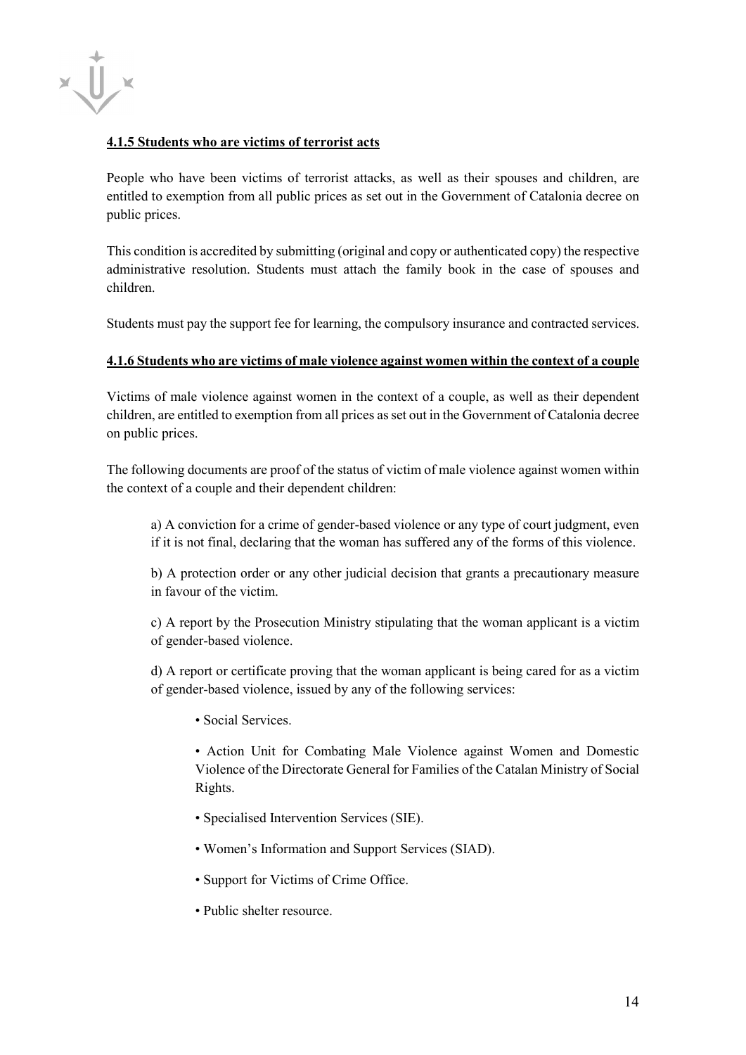#### 4.1.5 Students who are victims of terrorist acts

People who have been victims of terrorist attacks, as well as their spouses and children, are entitled to exemption from all public prices as set out in the Government of Catalonia decree on public prices.

This condition is accredited by submitting (original and copy or authenticated copy) the respective administrative resolution. Students must attach the family book in the case of spouses and children.

Students must pay the support fee for learning, the compulsory insurance and contracted services.

#### 4.1.6 Students who are victims of male violence against women within the context of a couple

Victims of male violence against women in the context of a couple, as well as their dependent children, are entitled to exemption from all prices as set out in the Government of Catalonia decree on public prices.

The following documents are proof of the status of victim of male violence against women within the context of a couple and their dependent children:

a) A conviction for a crime of gender-based violence or any type of court judgment, even if it is not final, declaring that the woman has suffered any of the forms of this violence.

b) A protection order or any other judicial decision that grants a precautionary measure in favour of the victim.

c) A report by the Prosecution Ministry stipulating that the woman applicant is a victim of gender-based violence.

d) A report or certificate proving that the woman applicant is being cared for as a victim of gender-based violence, issued by any of the following services:

- Social Services.
- Action Unit for Combating Male Violence against Women and Domestic Violence of the Directorate General for Families of the Catalan Ministry of Social Rights.
- Specialised Intervention Services (SIE).
- Women's Information and Support Services (SIAD).
- Support for Victims of Crime Office.
- Public shelter resource.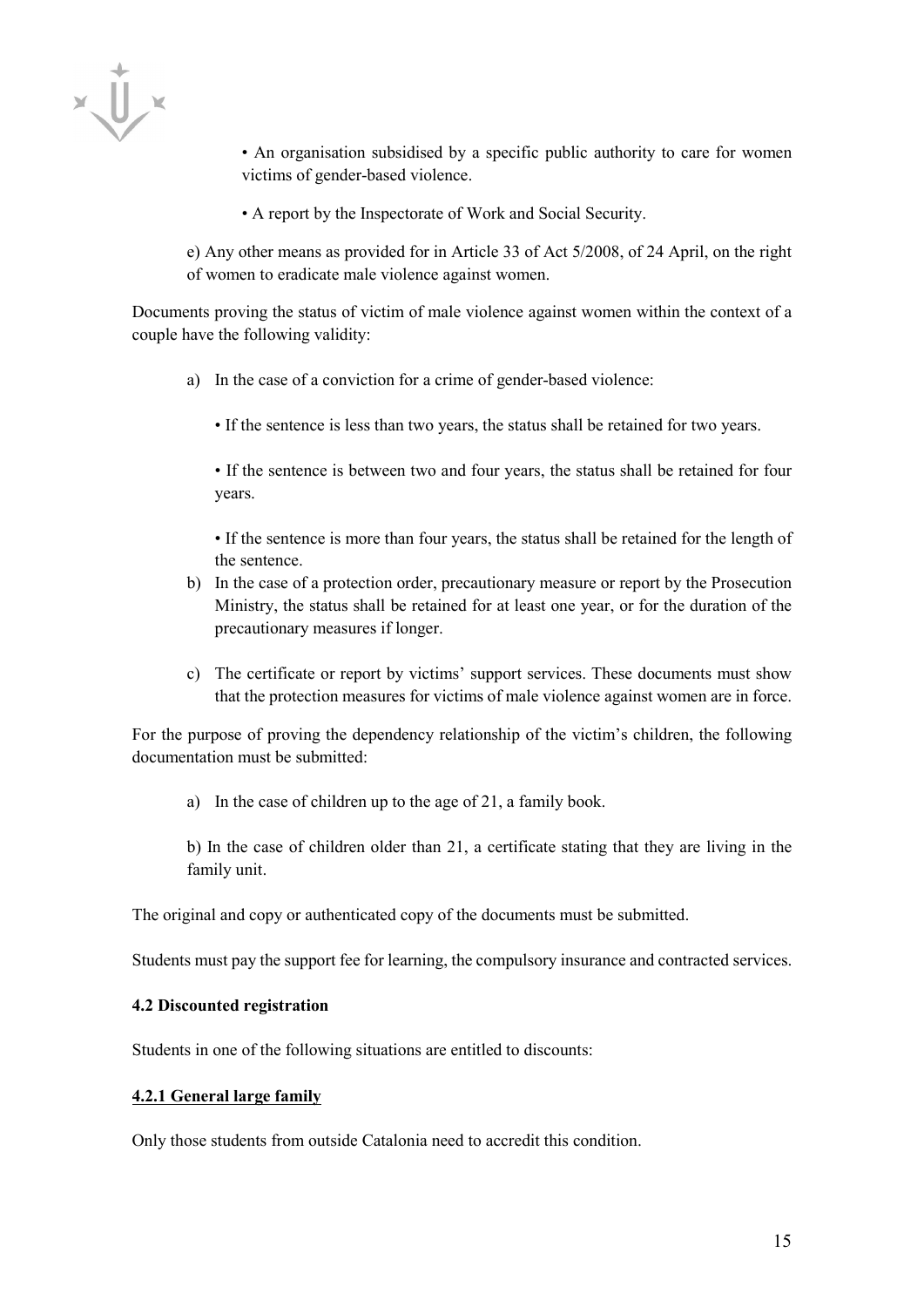• An organisation subsidised by a specific public authority to care for women victims of gender-based violence.

• A report by the Inspectorate of Work and Social Security.

e) Any other means as provided for in Article 33 of Act 5/2008, of 24 April, on the right of women to eradicate male violence against women.

Documents proving the status of victim of male violence against women within the context of a couple have the following validity:

a) In the case of a conviction for a crime of gender-based violence:

   • If the sentence is less than two years, the status shall be retained for two years.

   • If the sentence is between two and four years, the status shall be retained for four years.

   • If the sentence is more than four years, the status shall be retained for the length of the sentence.

b) In the case of a protection order, precautionary measure or report by the Prosecution Ministry, the status shall be retained for at least one year, or for the duration of the precautionary measures if longer.

c) The certificate or report by victims' support services. These documents must show that the protection measures for victims of male violence against women are in force.

For the purpose of proving the dependency relationship of the victim's children, the following documentation must be submitted:

a) In the case of children up to the age of 21, a family book.

b) In the case of children older than 21, a certificate stating that they are living in the family unit.

The original and copy or authenticated copy of the documents must be submitted.

Students must pay the support fee for learning, the compulsory insurance and contracted services.

**4.2 Discounted registration**

Students in one of the following situations are entitled to discounts:

**<u>4.2.1 General large family</u>**

Only those students from outside Catalonia need to accredit this condition.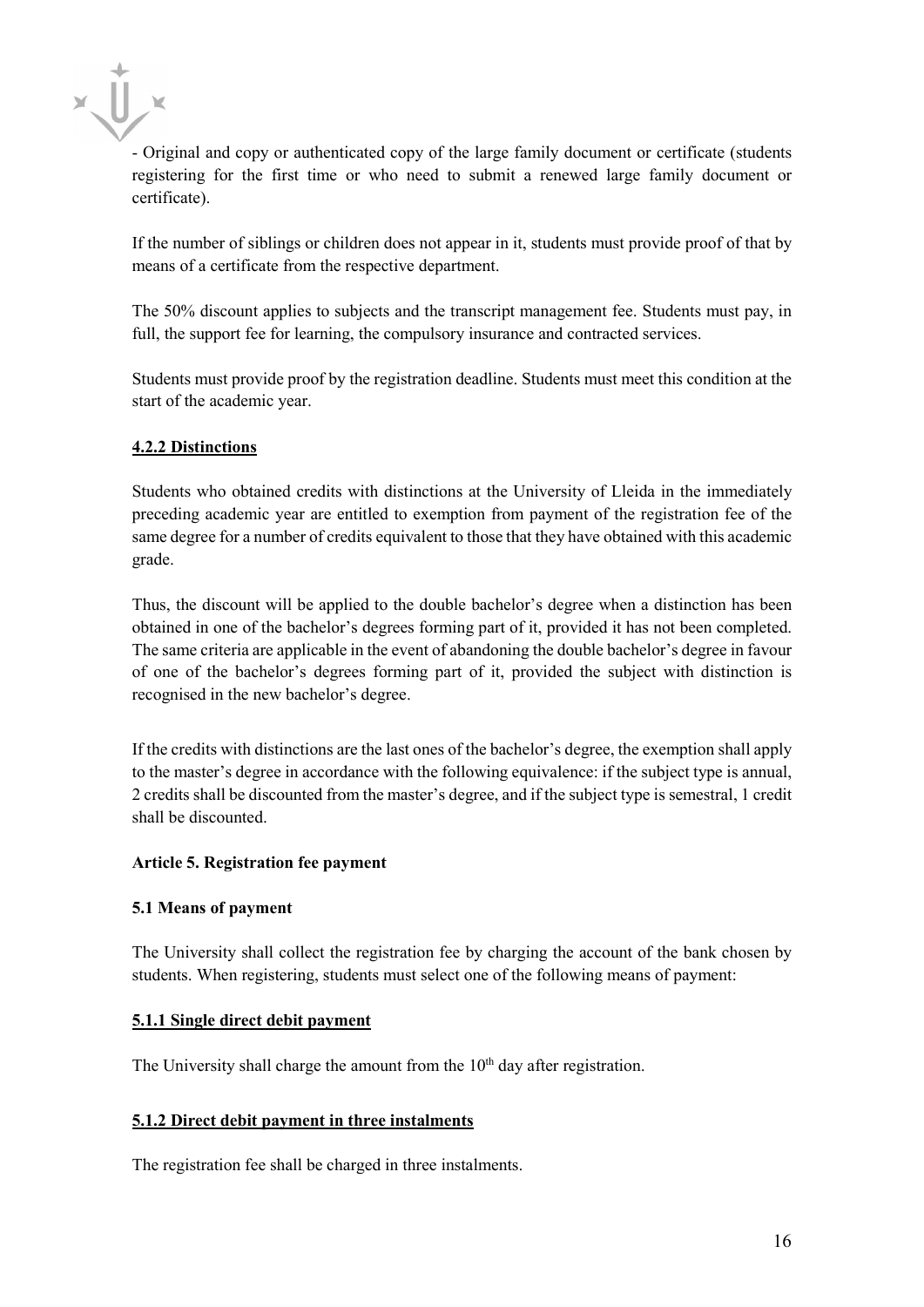- Original and copy or authenticated copy of the large family document or certificate (students registering for the first time or who need to submit a renewed large family document or certificate).

If the number of siblings or children does not appear in it, students must provide proof of that by means of a certificate from the respective department.

The 50% discount applies to subjects and the transcript management fee. Students must pay, in full, the support fee for learning, the compulsory insurance and contracted services.

Students must provide proof by the registration deadline. Students must meet this condition at the start of the academic year.

#### 4.2.2 Distinctions

Students who obtained credits with distinctions at the University of Lleida in the immediately preceding academic year are entitled to exemption from payment of the registration fee of the same degree for a number of credits equivalent to those that they have obtained with this academic grade.

Thus, the discount will be applied to the double bachelor's degree when a distinction has been obtained in one of the bachelor's degrees forming part of it, provided it has not been completed. The same criteria are applicable in the event of abandoning the double bachelor's degree in favour of one of the bachelor's degrees forming part of it, provided the subject with distinction is recognised in the new bachelor's degree.

If the credits with distinctions are the last ones of the bachelor's degree, the exemption shall apply to the master's degree in accordance with the following equivalence: if the subject type is annual, 2 credits shall be discounted from the master's degree, and if the subject type is semestral, 1 credit shall be discounted.

## Article 5. Registration fee payment

### 5.1 Means of payment

The University shall collect the registration fee by charging the account of the bank chosen by students. When registering, students must select one of the following means of payment:

#### 5.1.1 Single direct debit payment

The University shall charge the amount from the 10th day after registration.

#### 5.1.2 Direct debit payment in three instalments

The registration fee shall be charged in three instalments.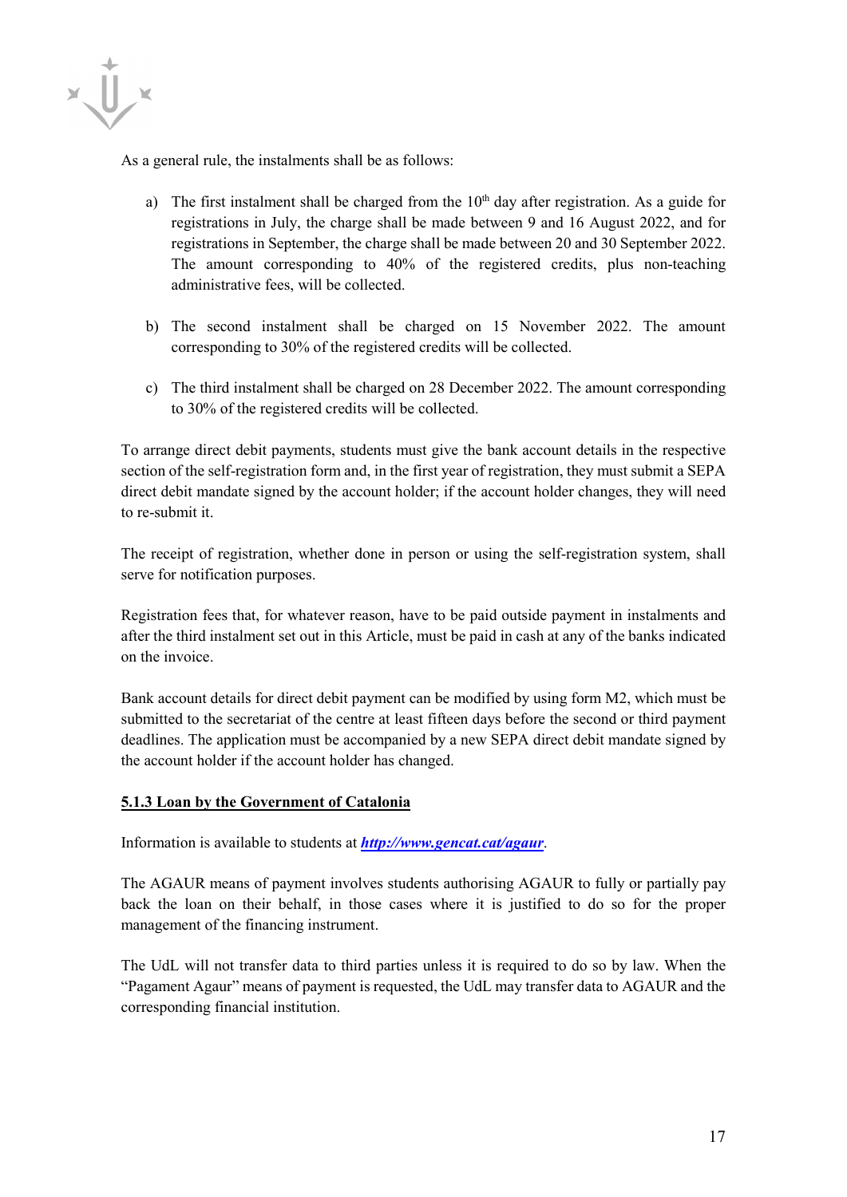As a general rule, the instalments shall be as follows:

a) The first instalment shall be charged from the 10th day after registration. As a guide for registrations in July, the charge shall be made between 9 and 16 August 2022, and for registrations in September, the charge shall be made between 20 and 30 September 2022. The amount corresponding to 40% of the registered credits, plus non-teaching administrative fees, will be collected.

b) The second instalment shall be charged on 15 November 2022. The amount corresponding to 30% of the registered credits will be collected.

c) The third instalment shall be charged on 28 December 2022. The amount corresponding to 30% of the registered credits will be collected.

To arrange direct debit payments, students must give the bank account details in the respective section of the self-registration form and, in the first year of registration, they must submit a SEPA direct debit mandate signed by the account holder; if the account holder changes, they will need to re-submit it.

The receipt of registration, whether done in person or using the self-registration system, shall serve for notification purposes.

Registration fees that, for whatever reason, have to be paid outside payment in instalments and after the third instalment set out in this Article, must be paid in cash at any of the banks indicated on the invoice.

Bank account details for direct debit payment can be modified by using form M2, which must be submitted to the secretariat of the centre at least fifteen days before the second or third payment deadlines. The application must be accompanied by a new SEPA direct debit mandate signed by the account holder if the account holder has changed.

### 5.1.3 Loan by the Government of Catalonia

Information is available to students at ***http://www.gencat.cat/agaur***.

The AGAUR means of payment involves students authorising AGAUR to fully or partially pay back the loan on their behalf, in those cases where it is justified to do so for the proper management of the financing instrument.

The UdL will not transfer data to third parties unless it is required to do so by law. When the "Pagament Agaur" means of payment is requested, the UdL may transfer data to AGAUR and the corresponding financial institution.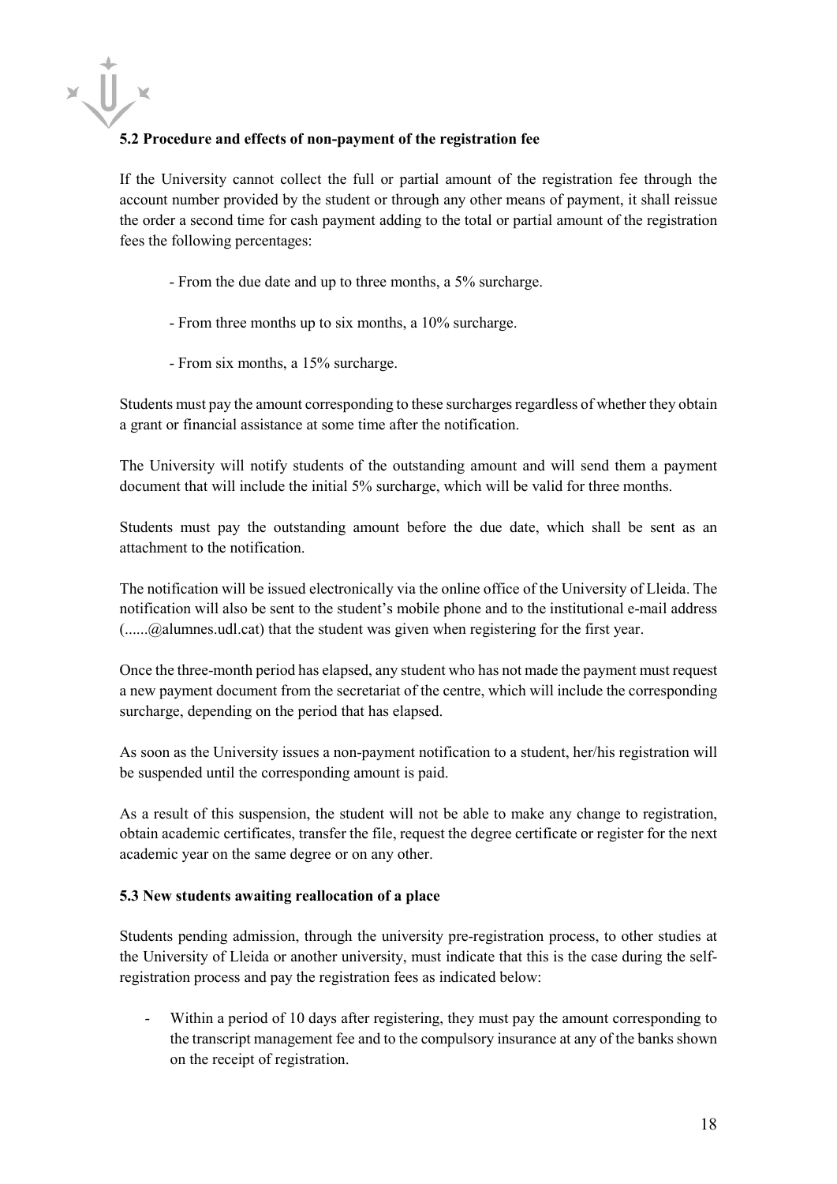### 5.2 Procedure and effects of non-payment of the registration fee

If the University cannot collect the full or partial amount of the registration fee through the account number provided by the student or through any other means of payment, it shall reissue the order a second time for cash payment adding to the total or partial amount of the registration fees the following percentages:

- From the due date and up to three months, a 5% surcharge.
- From three months up to six months, a 10% surcharge.
- From six months, a 15% surcharge.

Students must pay the amount corresponding to these surcharges regardless of whether they obtain a grant or financial assistance at some time after the notification.

The University will notify students of the outstanding amount and will send them a payment document that will include the initial 5% surcharge, which will be valid for three months.

Students must pay the outstanding amount before the due date, which shall be sent as an attachment to the notification.

The notification will be issued electronically via the online office of the University of Lleida. The notification will also be sent to the student's mobile phone and to the institutional e-mail address (......@alumnes.udl.cat) that the student was given when registering for the first year.

Once the three-month period has elapsed, any student who has not made the payment must request a new payment document from the secretariat of the centre, which will include the corresponding surcharge, depending on the period that has elapsed.

As soon as the University issues a non-payment notification to a student, her/his registration will be suspended until the corresponding amount is paid.

As a result of this suspension, the student will not be able to make any change to registration, obtain academic certificates, transfer the file, request the degree certificate or register for the next academic year on the same degree or on any other.

### 5.3 New students awaiting reallocation of a place

Students pending admission, through the university pre-registration process, to other studies at the University of Lleida or another university, must indicate that this is the case during the self-registration process and pay the registration fees as indicated below:

- Within a period of 10 days after registering, they must pay the amount corresponding to the transcript management fee and to the compulsory insurance at any of the banks shown on the receipt of registration.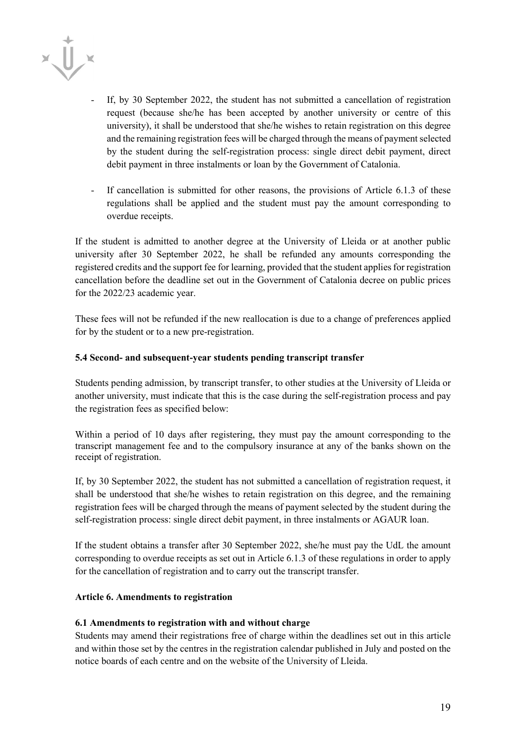- If, by 30 September 2022, the student has not submitted a cancellation of registration request (because she/he has been accepted by another university or centre of this university), it shall be understood that she/he wishes to retain registration on this degree and the remaining registration fees will be charged through the means of payment selected by the student during the self-registration process: single direct debit payment, direct debit payment in three instalments or loan by the Government of Catalonia.

- If cancellation is submitted for other reasons, the provisions of Article 6.1.3 of these regulations shall be applied and the student must pay the amount corresponding to overdue receipts.

If the student is admitted to another degree at the University of Lleida or at another public university after 30 September 2022, he shall be refunded any amounts corresponding the registered credits and the support fee for learning, provided that the student applies for registration cancellation before the deadline set out in the Government of Catalonia decree on public prices for the 2022/23 academic year.

These fees will not be refunded if the new reallocation is due to a change of preferences applied for by the student or to a new pre-registration.

### 5.4 Second- and subsequent-year students pending transcript transfer

Students pending admission, by transcript transfer, to other studies at the University of Lleida or another university, must indicate that this is the case during the self-registration process and pay the registration fees as specified below:

Within a period of 10 days after registering, they must pay the amount corresponding to the transcript management fee and to the compulsory insurance at any of the banks shown on the receipt of registration.

If, by 30 September 2022, the student has not submitted a cancellation of registration request, it shall be understood that she/he wishes to retain registration on this degree, and the remaining registration fees will be charged through the means of payment selected by the student during the self-registration process: single direct debit payment, in three instalments or AGAUR loan.

If the student obtains a transfer after 30 September 2022, she/he must pay the UdL the amount corresponding to overdue receipts as set out in Article 6.1.3 of these regulations in order to apply for the cancellation of registration and to carry out the transcript transfer.

## Article 6. Amendments to registration

### 6.1 Amendments to registration with and without charge

Students may amend their registrations free of charge within the deadlines set out in this article and within those set by the centres in the registration calendar published in July and posted on the notice boards of each centre and on the website of the University of Lleida.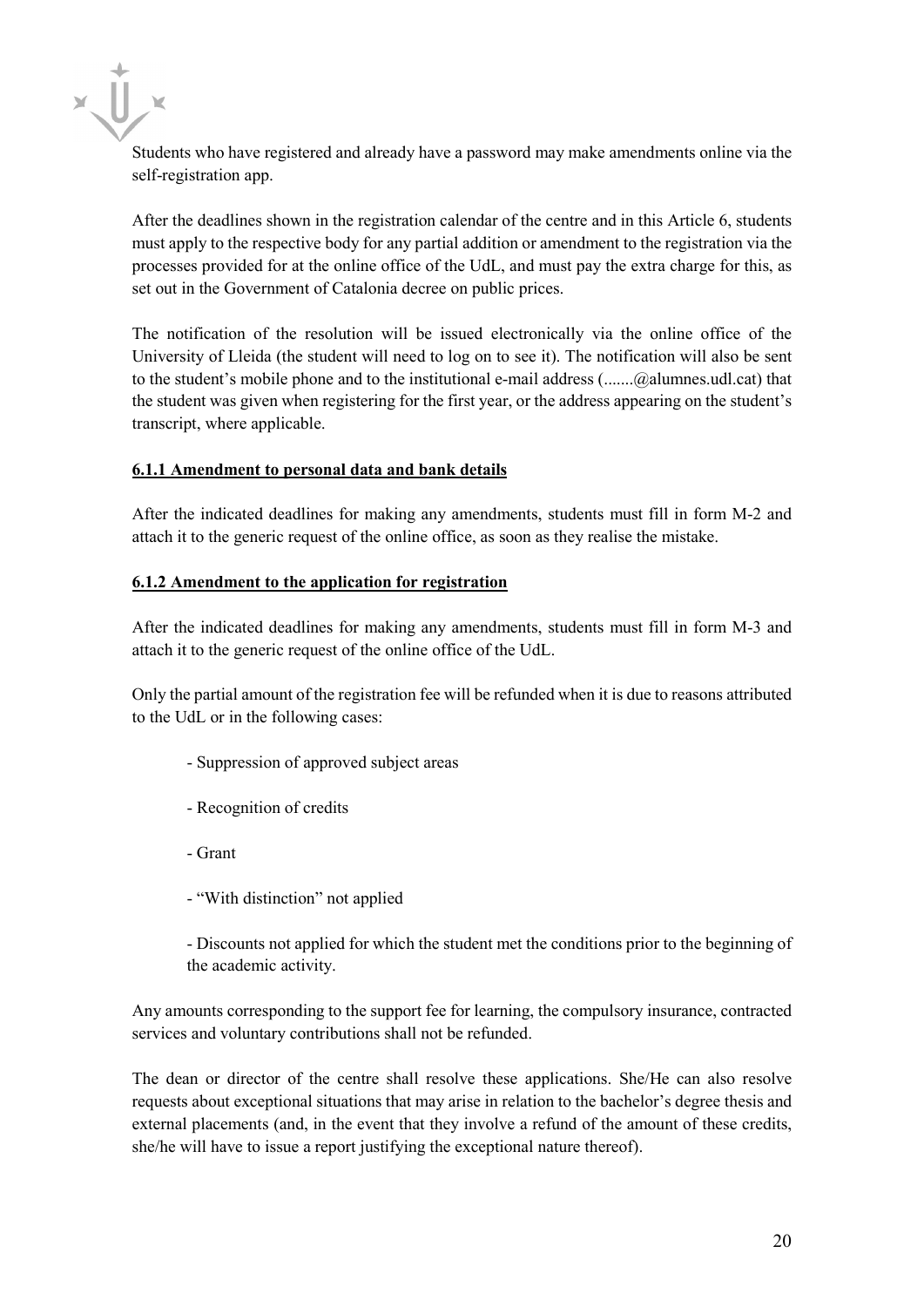Students who have registered and already have a password may make amendments online via the self-registration app.

After the deadlines shown in the registration calendar of the centre and in this Article 6, students must apply to the respective body for any partial addition or amendment to the registration via the processes provided for at the online office of the UdL, and must pay the extra charge for this, as set out in the Government of Catalonia decree on public prices.

The notification of the resolution will be issued electronically via the online office of the University of Lleida (the student will need to log on to see it). The notification will also be sent to the student's mobile phone and to the institutional e-mail address (.......@alumnes.udl.cat) that the student was given when registering for the first year, or the address appearing on the student's transcript, where applicable.

#### 6.1.1 Amendment to personal data and bank details

After the indicated deadlines for making any amendments, students must fill in form M-2 and attach it to the generic request of the online office, as soon as they realise the mistake.

#### 6.1.2 Amendment to the application for registration

After the indicated deadlines for making any amendments, students must fill in form M-3 and attach it to the generic request of the online office of the UdL.

Only the partial amount of the registration fee will be refunded when it is due to reasons attributed to the UdL or in the following cases:

- Suppression of approved subject areas
- Recognition of credits
- Grant
- "With distinction" not applied
- Discounts not applied for which the student met the conditions prior to the beginning of the academic activity.

Any amounts corresponding to the support fee for learning, the compulsory insurance, contracted services and voluntary contributions shall not be refunded.

The dean or director of the centre shall resolve these applications. She/He can also resolve requests about exceptional situations that may arise in relation to the bachelor's degree thesis and external placements (and, in the event that they involve a refund of the amount of these credits, she/he will have to issue a report justifying the exceptional nature thereof).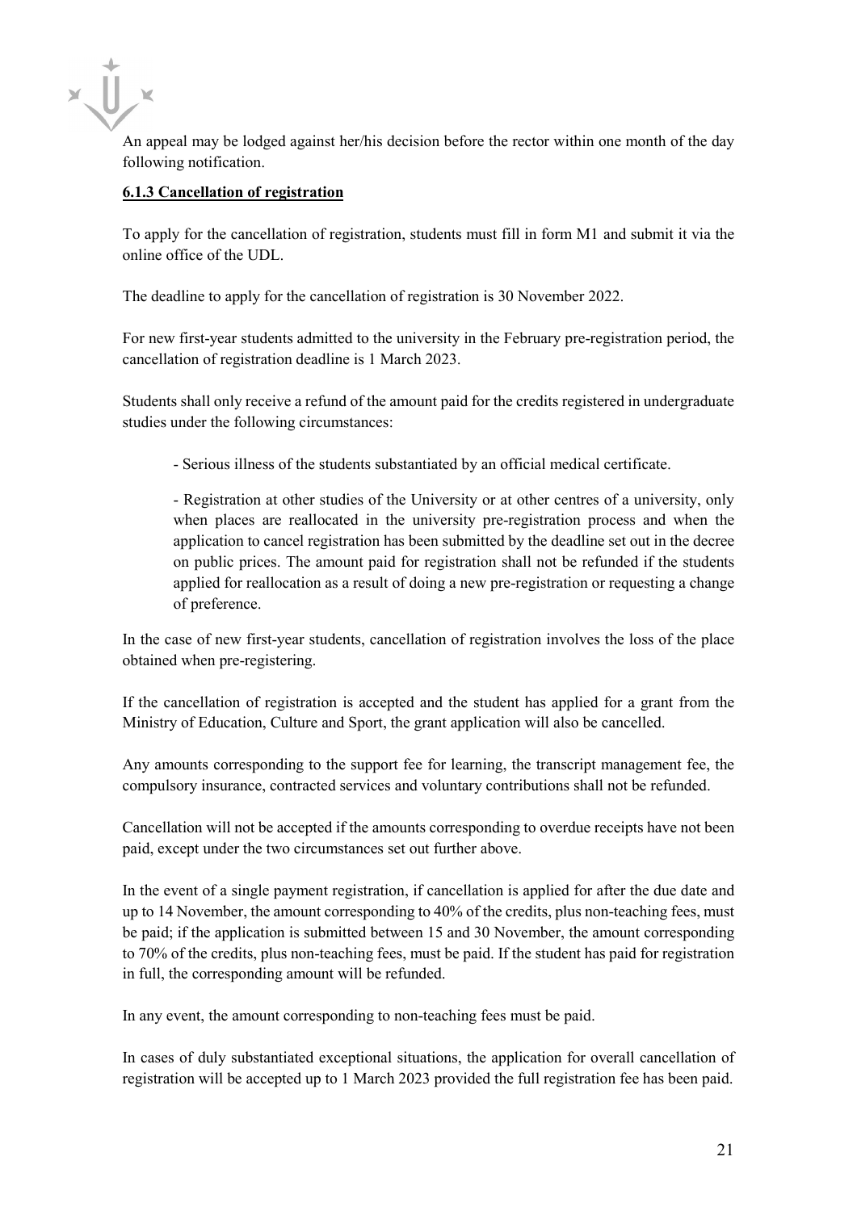An appeal may be lodged against her/his decision before the rector within one month of the day following notification.

### 6.1.3 Cancellation of registration

To apply for the cancellation of registration, students must fill in form M1 and submit it via the online office of the UDL.

The deadline to apply for the cancellation of registration is 30 November 2022.

For new first-year students admitted to the university in the February pre-registration period, the cancellation of registration deadline is 1 March 2023.

Students shall only receive a refund of the amount paid for the credits registered in undergraduate studies under the following circumstances:

- Serious illness of the students substantiated by an official medical certificate.

- Registration at other studies of the University or at other centres of a university, only when places are reallocated in the university pre-registration process and when the application to cancel registration has been submitted by the deadline set out in the decree on public prices. The amount paid for registration shall not be refunded if the students applied for reallocation as a result of doing a new pre-registration or requesting a change of preference.

In the case of new first-year students, cancellation of registration involves the loss of the place obtained when pre-registering.

If the cancellation of registration is accepted and the student has applied for a grant from the Ministry of Education, Culture and Sport, the grant application will also be cancelled.

Any amounts corresponding to the support fee for learning, the transcript management fee, the compulsory insurance, contracted services and voluntary contributions shall not be refunded.

Cancellation will not be accepted if the amounts corresponding to overdue receipts have not been paid, except under the two circumstances set out further above.

In the event of a single payment registration, if cancellation is applied for after the due date and up to 14 November, the amount corresponding to 40% of the credits, plus non-teaching fees, must be paid; if the application is submitted between 15 and 30 November, the amount corresponding to 70% of the credits, plus non-teaching fees, must be paid. If the student has paid for registration in full, the corresponding amount will be refunded.

In any event, the amount corresponding to non-teaching fees must be paid.

In cases of duly substantiated exceptional situations, the application for overall cancellation of registration will be accepted up to 1 March 2023 provided the full registration fee has been paid.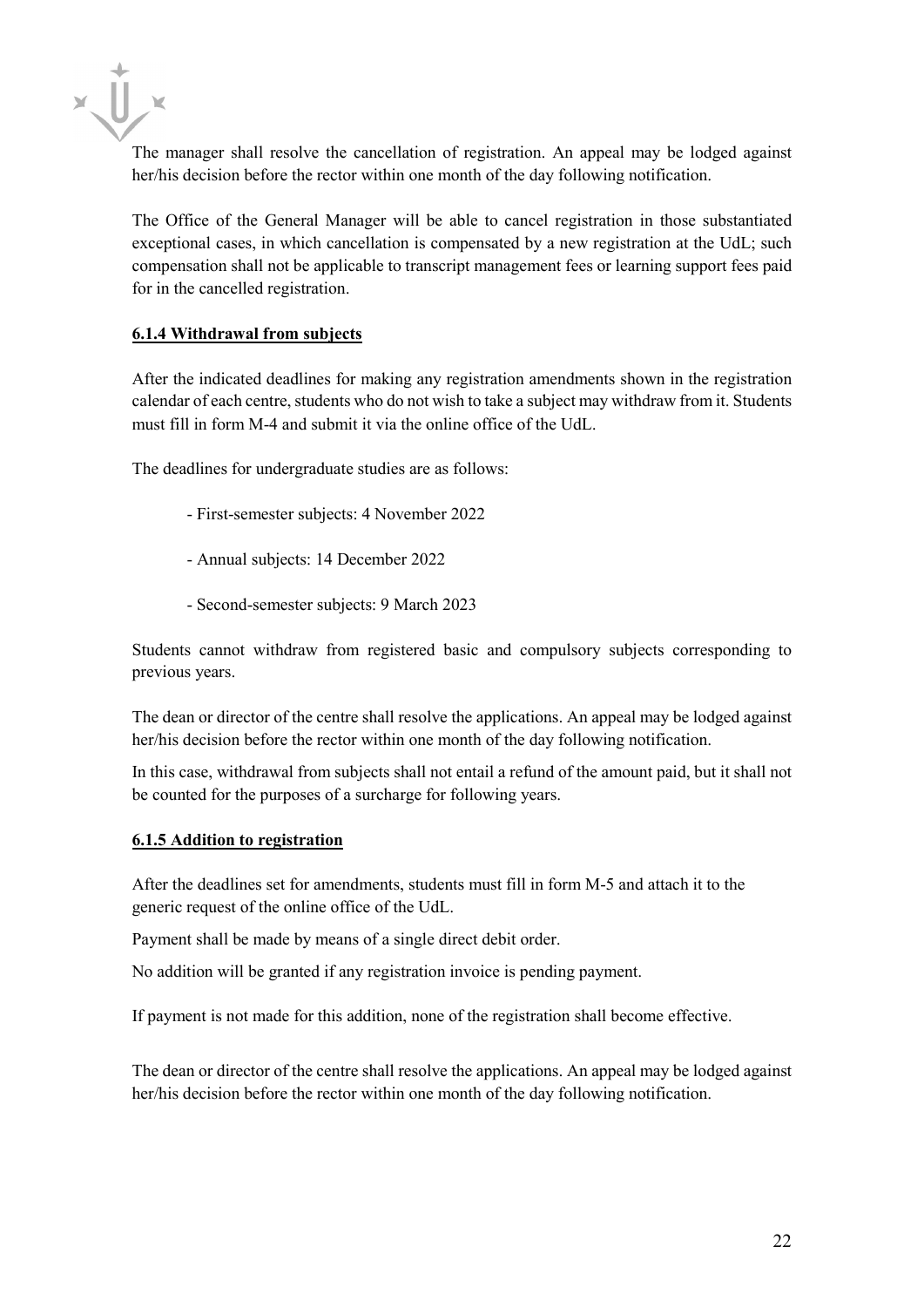The manager shall resolve the cancellation of registration. An appeal may be lodged against her/his decision before the rector within one month of the day following notification.

The Office of the General Manager will be able to cancel registration in those substantiated exceptional cases, in which cancellation is compensated by a new registration at the UdL; such compensation shall not be applicable to transcript management fees or learning support fees paid for in the cancelled registration.

#### 6.1.4 Withdrawal from subjects

After the indicated deadlines for making any registration amendments shown in the registration calendar of each centre, students who do not wish to take a subject may withdraw from it. Students must fill in form M-4 and submit it via the online office of the UdL.

The deadlines for undergraduate studies are as follows:

- First-semester subjects: 4 November 2022
- Annual subjects: 14 December 2022
- Second-semester subjects: 9 March 2023

Students cannot withdraw from registered basic and compulsory subjects corresponding to previous years.

The dean or director of the centre shall resolve the applications. An appeal may be lodged against her/his decision before the rector within one month of the day following notification.

In this case, withdrawal from subjects shall not entail a refund of the amount paid, but it shall not be counted for the purposes of a surcharge for following years.

#### 6.1.5 Addition to registration

After the deadlines set for amendments, students must fill in form M-5 and attach it to the generic request of the online office of the UdL.

Payment shall be made by means of a single direct debit order.

No addition will be granted if any registration invoice is pending payment.

If payment is not made for this addition, none of the registration shall become effective.

The dean or director of the centre shall resolve the applications. An appeal may be lodged against her/his decision before the rector within one month of the day following notification.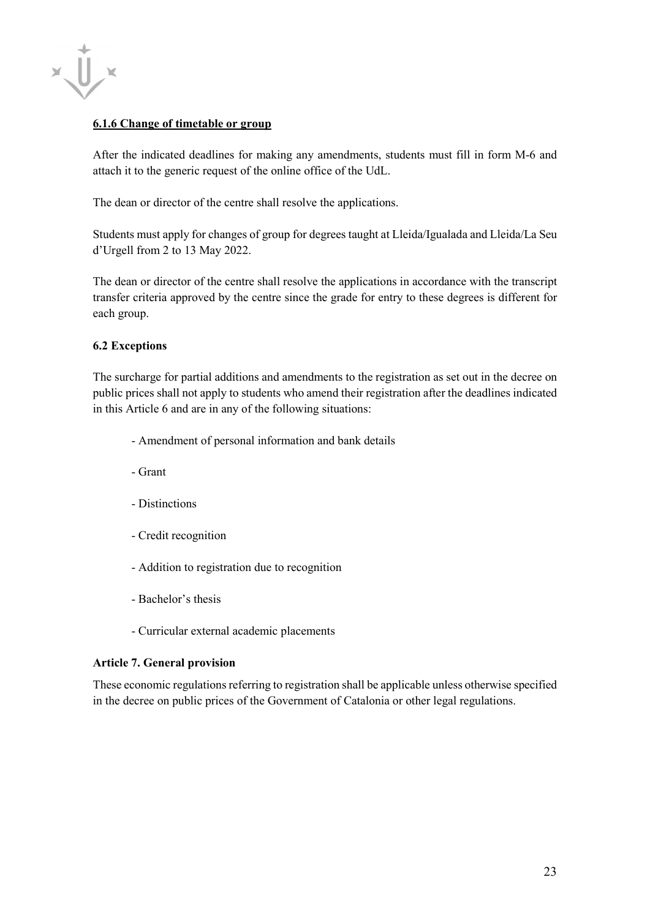#### **6.1.6 Change of timetable or group**

After the indicated deadlines for making any amendments, students must fill in form M-6 and attach it to the generic request of the online office of the UdL.

The dean or director of the centre shall resolve the applications.

Students must apply for changes of group for degrees taught at Lleida/Igualada and Lleida/La Seu d'Urgell from 2 to 13 May 2022.

The dean or director of the centre shall resolve the applications in accordance with the transcript transfer criteria approved by the centre since the grade for entry to these degrees is different for each group.

### 6.2 Exceptions

The surcharge for partial additions and amendments to the registration as set out in the decree on public prices shall not apply to students who amend their registration after the deadlines indicated in this Article 6 and are in any of the following situations:

- Amendment of personal information and bank details
- Grant
- Distinctions
- Credit recognition
- Addition to registration due to recognition
- Bachelor's thesis
- Curricular external academic placements

## Article 7. General provision

These economic regulations referring to registration shall be applicable unless otherwise specified in the decree on public prices of the Government of Catalonia or other legal regulations.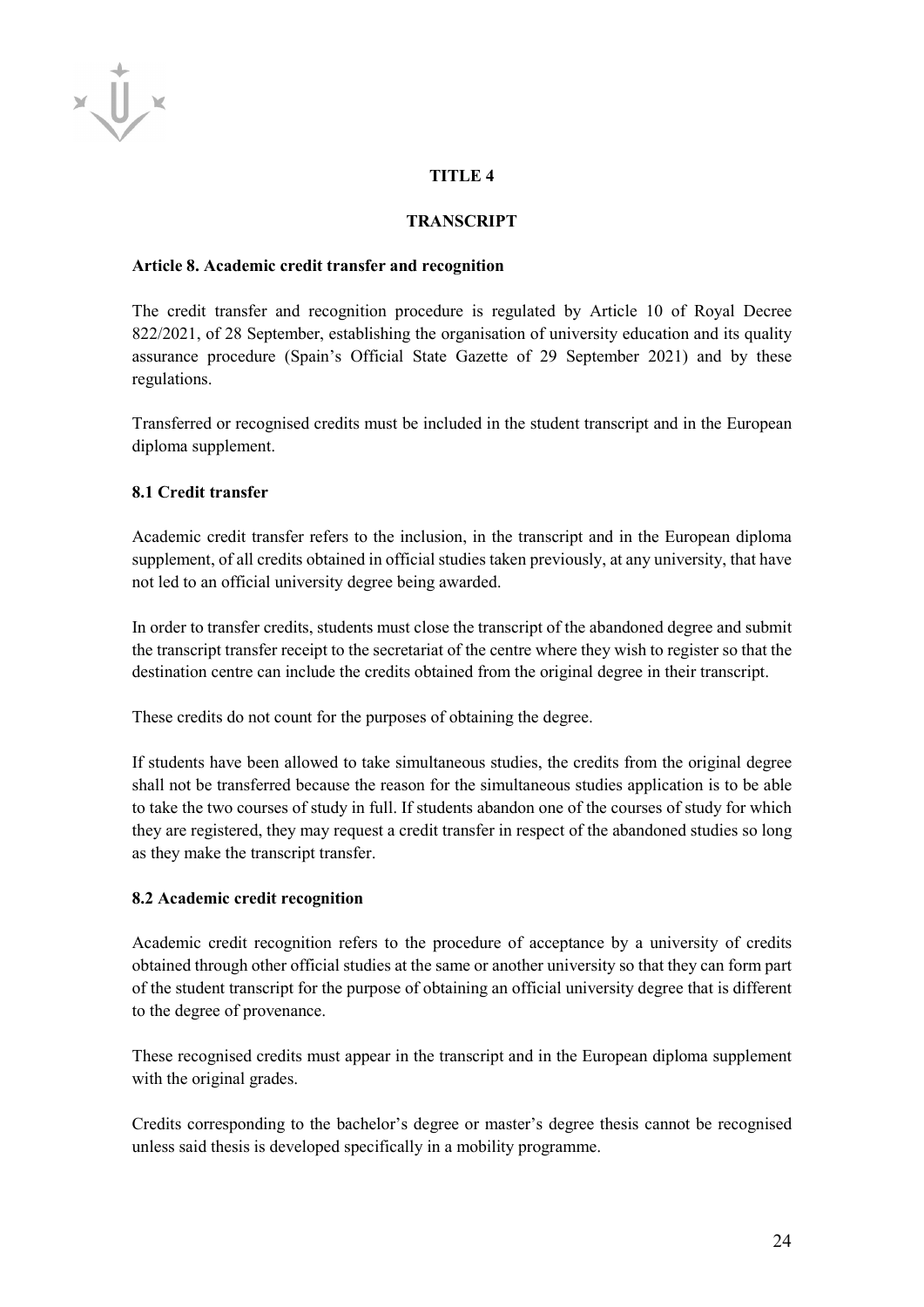# TITLE 4

# TRANSCRIPT

## Article 8. Academic credit transfer and recognition

The credit transfer and recognition procedure is regulated by Article 10 of Royal Decree 822/2021, of 28 September, establishing the organisation of university education and its quality assurance procedure (Spain's Official State Gazette of 29 September 2021) and by these regulations.

Transferred or recognised credits must be included in the student transcript and in the European diploma supplement.

### 8.1 Credit transfer

Academic credit transfer refers to the inclusion, in the transcript and in the European diploma supplement, of all credits obtained in official studies taken previously, at any university, that have not led to an official university degree being awarded.

In order to transfer credits, students must close the transcript of the abandoned degree and submit the transcript transfer receipt to the secretariat of the centre where they wish to register so that the destination centre can include the credits obtained from the original degree in their transcript.

These credits do not count for the purposes of obtaining the degree.

If students have been allowed to take simultaneous studies, the credits from the original degree shall not be transferred because the reason for the simultaneous studies application is to be able to take the two courses of study in full. If students abandon one of the courses of study for which they are registered, they may request a credit transfer in respect of the abandoned studies so long as they make the transcript transfer.

### 8.2 Academic credit recognition

Academic credit recognition refers to the procedure of acceptance by a university of credits obtained through other official studies at the same or another university so that they can form part of the student transcript for the purpose of obtaining an official university degree that is different to the degree of provenance.

These recognised credits must appear in the transcript and in the European diploma supplement with the original grades.

Credits corresponding to the bachelor's degree or master's degree thesis cannot be recognised unless said thesis is developed specifically in a mobility programme.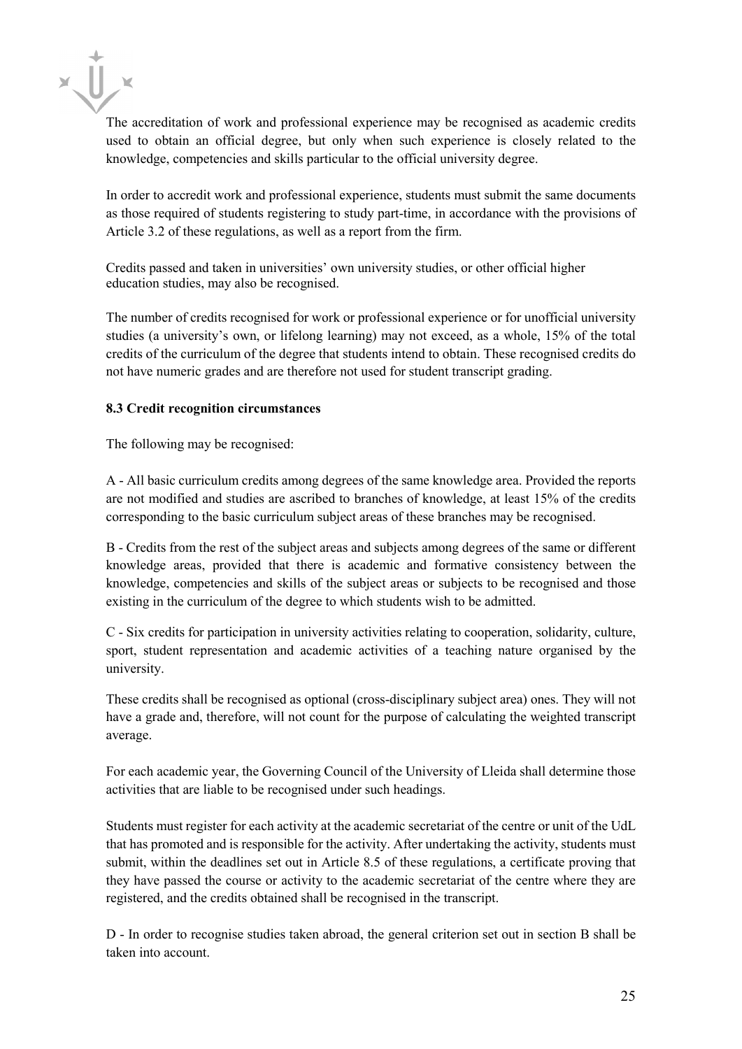The accreditation of work and professional experience may be recognised as academic credits used to obtain an official degree, but only when such experience is closely related to the knowledge, competencies and skills particular to the official university degree.

In order to accredit work and professional experience, students must submit the same documents as those required of students registering to study part-time, in accordance with the provisions of Article 3.2 of these regulations, as well as a report from the firm.

Credits passed and taken in universities' own university studies, or other official higher education studies, may also be recognised.

The number of credits recognised for work or professional experience or for unofficial university studies (a university's own, or lifelong learning) may not exceed, as a whole, 15% of the total credits of the curriculum of the degree that students intend to obtain. These recognised credits do not have numeric grades and are therefore not used for student transcript grading.

### 8.3 Credit recognition circumstances

The following may be recognised:

A - All basic curriculum credits among degrees of the same knowledge area. Provided the reports are not modified and studies are ascribed to branches of knowledge, at least 15% of the credits corresponding to the basic curriculum subject areas of these branches may be recognised.

B - Credits from the rest of the subject areas and subjects among degrees of the same or different knowledge areas, provided that there is academic and formative consistency between the knowledge, competencies and skills of the subject areas or subjects to be recognised and those existing in the curriculum of the degree to which students wish to be admitted.

C - Six credits for participation in university activities relating to cooperation, solidarity, culture, sport, student representation and academic activities of a teaching nature organised by the university.

These credits shall be recognised as optional (cross-disciplinary subject area) ones. They will not have a grade and, therefore, will not count for the purpose of calculating the weighted transcript average.

For each academic year, the Governing Council of the University of Lleida shall determine those activities that are liable to be recognised under such headings.

Students must register for each activity at the academic secretariat of the centre or unit of the UdL that has promoted and is responsible for the activity. After undertaking the activity, students must submit, within the deadlines set out in Article 8.5 of these regulations, a certificate proving that they have passed the course or activity to the academic secretariat of the centre where they are registered, and the credits obtained shall be recognised in the transcript.

D - In order to recognise studies taken abroad, the general criterion set out in section B shall be taken into account.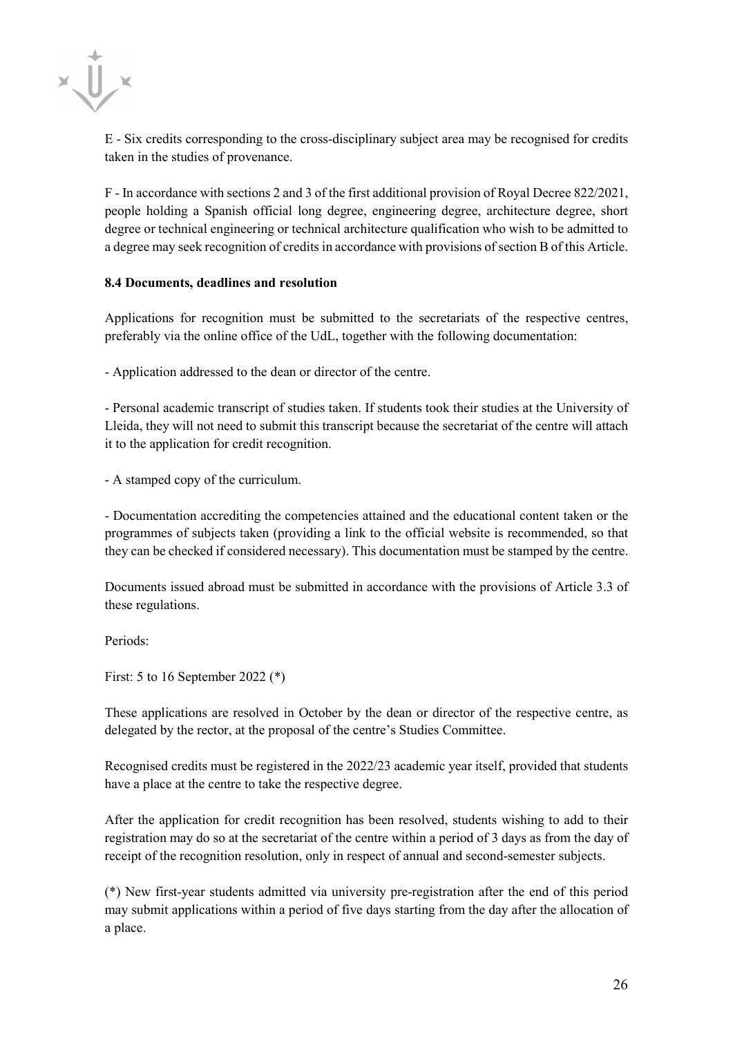E - Six credits corresponding to the cross-disciplinary subject area may be recognised for credits taken in the studies of provenance.

F - In accordance with sections 2 and 3 of the first additional provision of Royal Decree 822/2021, people holding a Spanish official long degree, engineering degree, architecture degree, short degree or technical engineering or technical architecture qualification who wish to be admitted to a degree may seek recognition of credits in accordance with provisions of section B of this Article.

**8.4 Documents, deadlines and resolution**

Applications for recognition must be submitted to the secretariats of the respective centres, preferably via the online office of the UdL, together with the following documentation:

- Application addressed to the dean or director of the centre.

- Personal academic transcript of studies taken. If students took their studies at the University of Lleida, they will not need to submit this transcript because the secretariat of the centre will attach it to the application for credit recognition.

- A stamped copy of the curriculum.

- Documentation accrediting the competencies attained and the educational content taken or the programmes of subjects taken (providing a link to the official website is recommended, so that they can be checked if considered necessary). This documentation must be stamped by the centre.

Documents issued abroad must be submitted in accordance with the provisions of Article 3.3 of these regulations.

Periods:

First: 5 to 16 September 2022 (*)

These applications are resolved in October by the dean or director of the respective centre, as delegated by the rector, at the proposal of the centre's Studies Committee.

Recognised credits must be registered in the 2022/23 academic year itself, provided that students have a place at the centre to take the respective degree.

After the application for credit recognition has been resolved, students wishing to add to their registration may do so at the secretariat of the centre within a period of 3 days as from the day of receipt of the recognition resolution, only in respect of annual and second-semester subjects.

(*) New first-year students admitted via university pre-registration after the end of this period may submit applications within a period of five days starting from the day after the allocation of a place.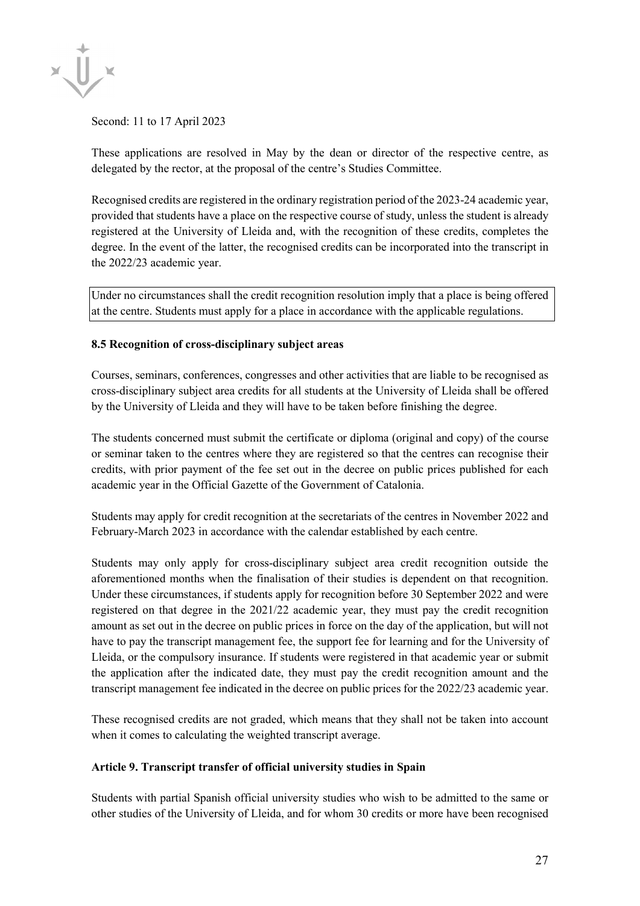Second: 11 to 17 April 2023

These applications are resolved in May by the dean or director of the respective centre, as delegated by the rector, at the proposal of the centre's Studies Committee.

Recognised credits are registered in the ordinary registration period of the 2023-24 academic year, provided that students have a place on the respective course of study, unless the student is already registered at the University of Lleida and, with the recognition of these credits, completes the degree. In the event of the latter, the recognised credits can be incorporated into the transcript in the 2022/23 academic year.

Under no circumstances shall the credit recognition resolution imply that a place is being offered at the centre. Students must apply for a place in accordance with the applicable regulations.

### 8.5 Recognition of cross-disciplinary subject areas

Courses, seminars, conferences, congresses and other activities that are liable to be recognised as cross-disciplinary subject area credits for all students at the University of Lleida shall be offered by the University of Lleida and they will have to be taken before finishing the degree.

The students concerned must submit the certificate or diploma (original and copy) of the course or seminar taken to the centres where they are registered so that the centres can recognise their credits, with prior payment of the fee set out in the decree on public prices published for each academic year in the Official Gazette of the Government of Catalonia.

Students may apply for credit recognition at the secretariats of the centres in November 2022 and February-March 2023 in accordance with the calendar established by each centre.

Students may only apply for cross-disciplinary subject area credit recognition outside the aforementioned months when the finalisation of their studies is dependent on that recognition. Under these circumstances, if students apply for recognition before 30 September 2022 and were registered on that degree in the 2021/22 academic year, they must pay the credit recognition amount as set out in the decree on public prices in force on the day of the application, but will not have to pay the transcript management fee, the support fee for learning and for the University of Lleida, or the compulsory insurance. If students were registered in that academic year or submit the application after the indicated date, they must pay the credit recognition amount and the transcript management fee indicated in the decree on public prices for the 2022/23 academic year.

These recognised credits are not graded, which means that they shall not be taken into account when it comes to calculating the weighted transcript average.

### Article 9. Transcript transfer of official university studies in Spain

Students with partial Spanish official university studies who wish to be admitted to the same or other studies of the University of Lleida, and for whom 30 credits or more have been recognised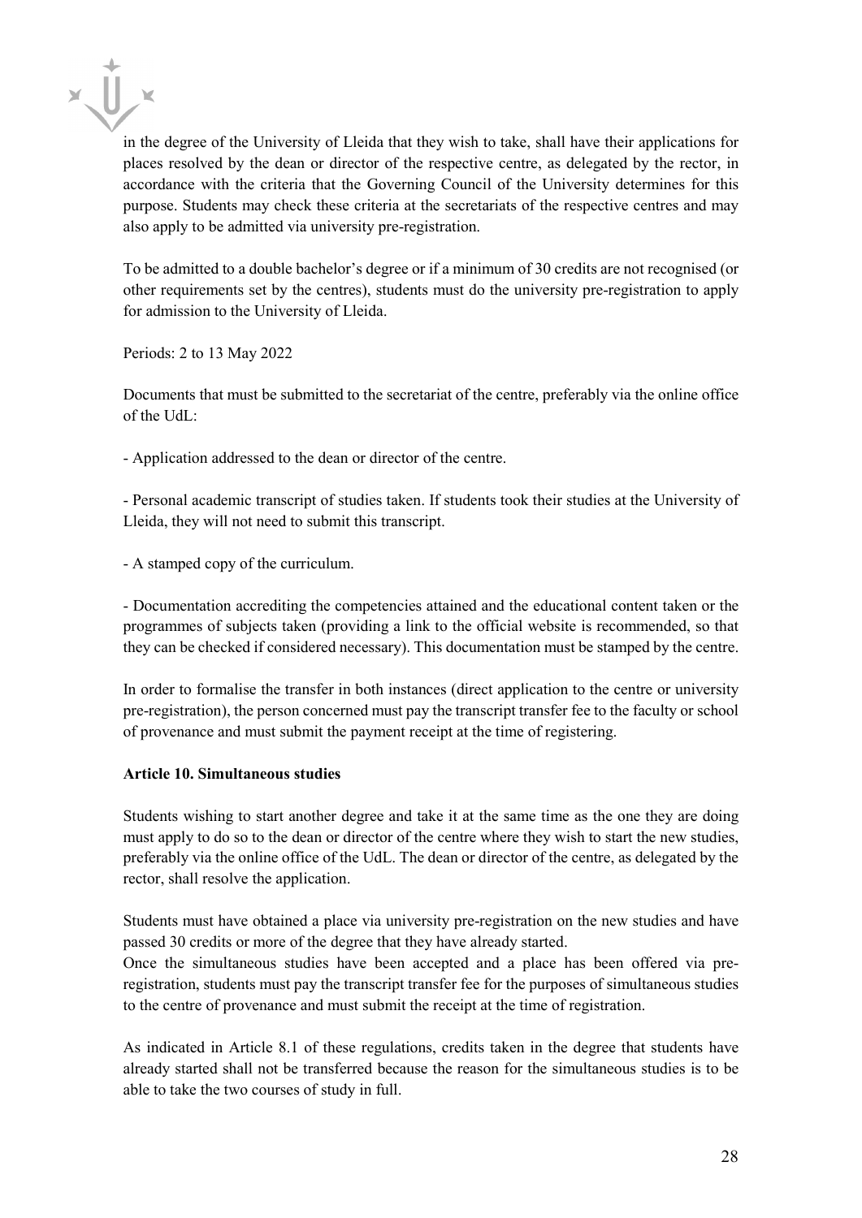in the degree of the University of Lleida that they wish to take, shall have their applications for places resolved by the dean or director of the respective centre, as delegated by the rector, in accordance with the criteria that the Governing Council of the University determines for this purpose. Students may check these criteria at the secretariats of the respective centres and may also apply to be admitted via university pre-registration.

To be admitted to a double bachelor's degree or if a minimum of 30 credits are not recognised (or other requirements set by the centres), students must do the university pre-registration to apply for admission to the University of Lleida.

Periods: 2 to 13 May 2022

Documents that must be submitted to the secretariat of the centre, preferably via the online office of the UdL:

- Application addressed to the dean or director of the centre.

- Personal academic transcript of studies taken. If students took their studies at the University of Lleida, they will not need to submit this transcript.

- A stamped copy of the curriculum.

- Documentation accrediting the competencies attained and the educational content taken or the programmes of subjects taken (providing a link to the official website is recommended, so that they can be checked if considered necessary). This documentation must be stamped by the centre.

In order to formalise the transfer in both instances (direct application to the centre or university pre-registration), the person concerned must pay the transcript transfer fee to the faculty or school of provenance and must submit the payment receipt at the time of registering.

**Article 10. Simultaneous studies**

Students wishing to start another degree and take it at the same time as the one they are doing must apply to do so to the dean or director of the centre where they wish to start the new studies, preferably via the online office of the UdL. The dean or director of the centre, as delegated by the rector, shall resolve the application.

Students must have obtained a place via university pre-registration on the new studies and have passed 30 credits or more of the degree that they have already started.
Once the simultaneous studies have been accepted and a place has been offered via pre-registration, students must pay the transcript transfer fee for the purposes of simultaneous studies to the centre of provenance and must submit the receipt at the time of registration.

As indicated in Article 8.1 of these regulations, credits taken in the degree that students have already started shall not be transferred because the reason for the simultaneous studies is to be able to take the two courses of study in full.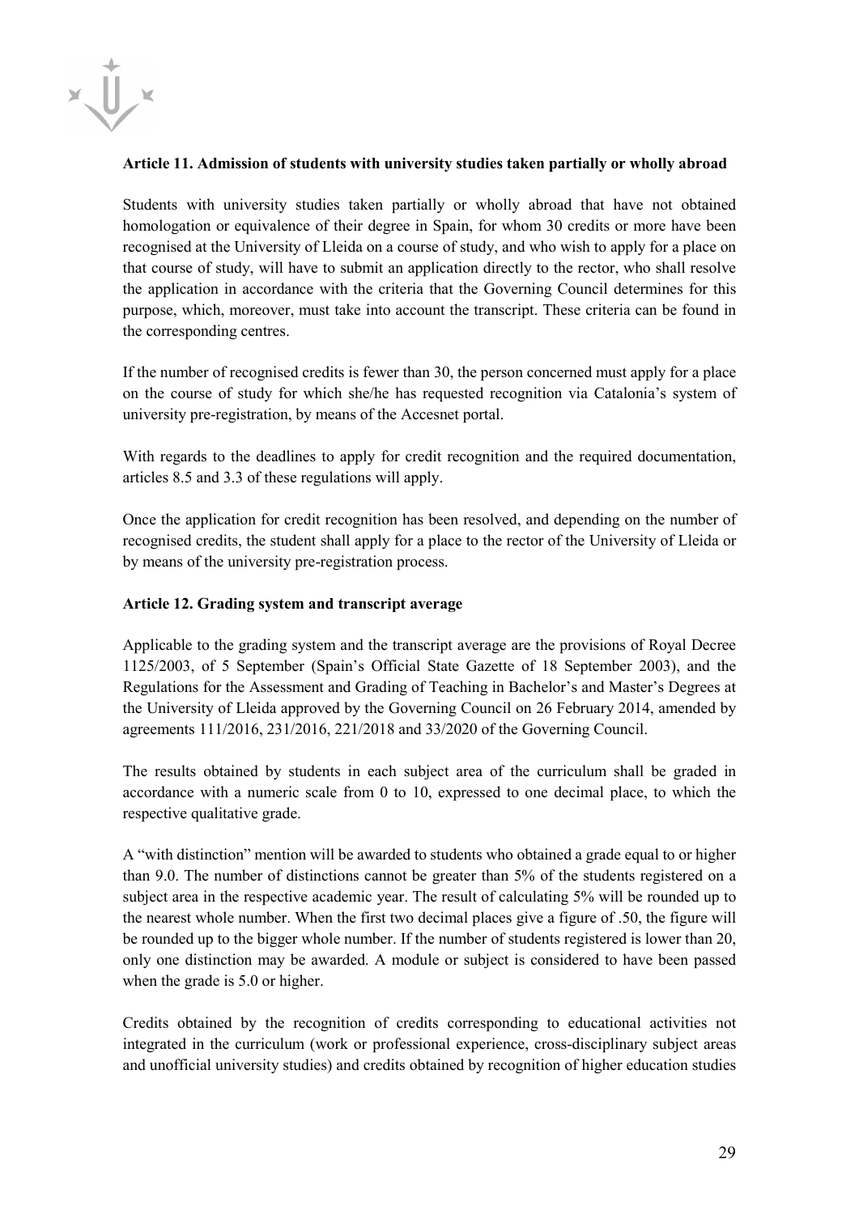**Article 11. Admission of students with university studies taken partially or wholly abroad**

Students with university studies taken partially or wholly abroad that have not obtained homologation or equivalence of their degree in Spain, for whom 30 credits or more have been recognised at the University of Lleida on a course of study, and who wish to apply for a place on that course of study, will have to submit an application directly to the rector, who shall resolve the application in accordance with the criteria that the Governing Council determines for this purpose, which, moreover, must take into account the transcript. These criteria can be found in the corresponding centres.

If the number of recognised credits is fewer than 30, the person concerned must apply for a place on the course of study for which she/he has requested recognition via Catalonia's system of university pre-registration, by means of the Accesnet portal.

With regards to the deadlines to apply for credit recognition and the required documentation, articles 8.5 and 3.3 of these regulations will apply.

Once the application for credit recognition has been resolved, and depending on the number of recognised credits, the student shall apply for a place to the rector of the University of Lleida or by means of the university pre-registration process.

**Article 12. Grading system and transcript average**

Applicable to the grading system and the transcript average are the provisions of Royal Decree 1125/2003, of 5 September (Spain's Official State Gazette of 18 September 2003), and the Regulations for the Assessment and Grading of Teaching in Bachelor's and Master's Degrees at the University of Lleida approved by the Governing Council on 26 February 2014, amended by agreements 111/2016, 231/2016, 221/2018 and 33/2020 of the Governing Council.

The results obtained by students in each subject area of the curriculum shall be graded in accordance with a numeric scale from 0 to 10, expressed to one decimal place, to which the respective qualitative grade.

A "with distinction" mention will be awarded to students who obtained a grade equal to or higher than 9.0. The number of distinctions cannot be greater than 5% of the students registered on a subject area in the respective academic year. The result of calculating 5% will be rounded up to the nearest whole number. When the first two decimal places give a figure of .50, the figure will be rounded up to the bigger whole number. If the number of students registered is lower than 20, only one distinction may be awarded. A module or subject is considered to have been passed when the grade is 5.0 or higher.

Credits obtained by the recognition of credits corresponding to educational activities not integrated in the curriculum (work or professional experience, cross-disciplinary subject areas and unofficial university studies) and credits obtained by recognition of higher education studies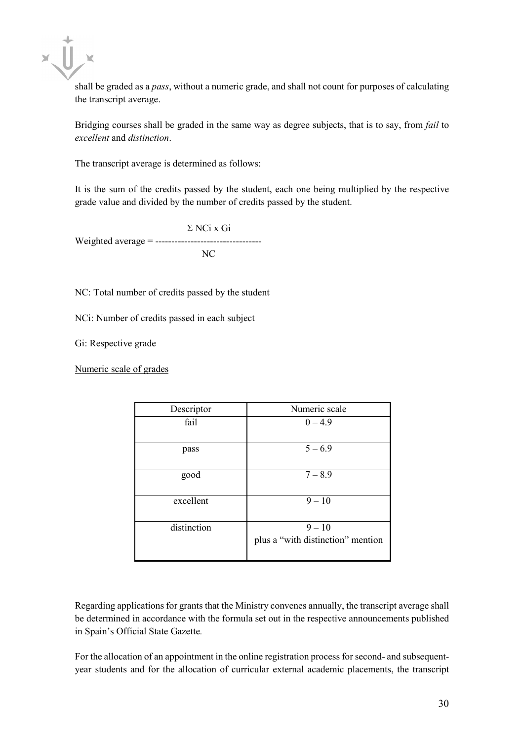shall be graded as a *pass*, without a numeric grade, and shall not count for purposes of calculating the transcript average.

Bridging courses shall be graded in the same way as degree subjects, that is to say, from *fail* to *excellent* and *distinction*.

The transcript average is determined as follows:

It is the sum of the credits passed by the student, each one being multiplied by the respective grade value and divided by the number of credits passed by the student.

$$\text{Weighted average} = \frac{\Sigma\ NC_i \times G_i}{NC}$$

NC: Total number of credits passed by the student

NCi: Number of credits passed in each subject

Gi: Respective grade

<u>Numeric scale of grades</u>

| Descriptor | Numeric scale |
|---|---|
| fail | 0 – 4.9 |
| pass | 5 – 6.9 |
| good | 7 – 8.9 |
| excellent | 9 – 10 |
| distinction | 9 – 10<br>plus a "with distinction" mention |

Regarding applications for grants that the Ministry convenes annually, the transcript average shall be determined in accordance with the formula set out in the respective announcements published in Spain's Official State Gazette.

For the allocation of an appointment in the online registration process for second- and subsequent-year students and for the allocation of curricular external academic placements, the transcript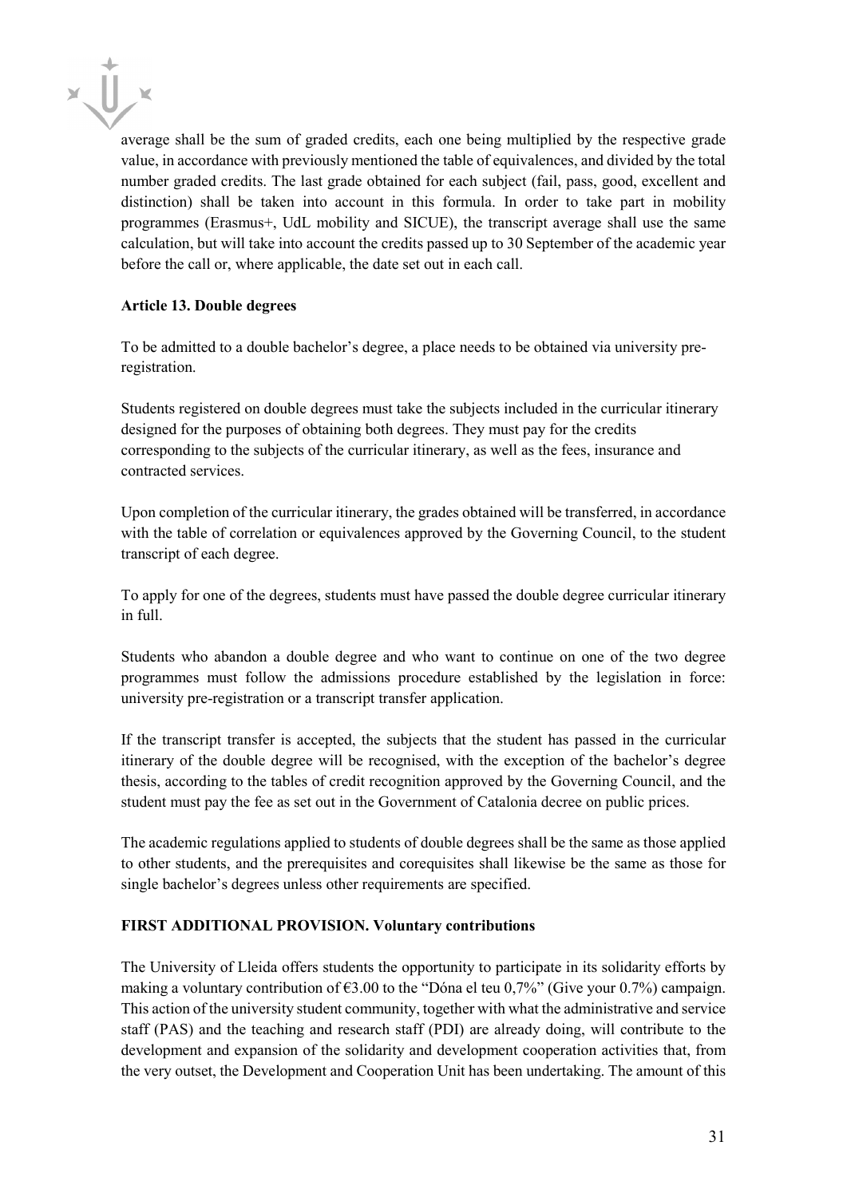average shall be the sum of graded credits, each one being multiplied by the respective grade value, in accordance with previously mentioned the table of equivalences, and divided by the total number graded credits. The last grade obtained for each subject (fail, pass, good, excellent and distinction) shall be taken into account in this formula. In order to take part in mobility programmes (Erasmus+, UdL mobility and SICUE), the transcript average shall use the same calculation, but will take into account the credits passed up to 30 September of the academic year before the call or, where applicable, the date set out in each call.

**Article 13. Double degrees**

To be admitted to a double bachelor's degree, a place needs to be obtained via university pre-registration.

Students registered on double degrees must take the subjects included in the curricular itinerary designed for the purposes of obtaining both degrees. They must pay for the credits corresponding to the subjects of the curricular itinerary, as well as the fees, insurance and contracted services.

Upon completion of the curricular itinerary, the grades obtained will be transferred, in accordance with the table of correlation or equivalences approved by the Governing Council, to the student transcript of each degree.

To apply for one of the degrees, students must have passed the double degree curricular itinerary in full.

Students who abandon a double degree and who want to continue on one of the two degree programmes must follow the admissions procedure established by the legislation in force: university pre-registration or a transcript transfer application.

If the transcript transfer is accepted, the subjects that the student has passed in the curricular itinerary of the double degree will be recognised, with the exception of the bachelor's degree thesis, according to the tables of credit recognition approved by the Governing Council, and the student must pay the fee as set out in the Government of Catalonia decree on public prices.

The academic regulations applied to students of double degrees shall be the same as those applied to other students, and the prerequisites and corequisites shall likewise be the same as those for single bachelor's degrees unless other requirements are specified.

**FIRST ADDITIONAL PROVISION. Voluntary contributions**

The University of Lleida offers students the opportunity to participate in its solidarity efforts by making a voluntary contribution of €3.00 to the "Dóna el teu 0,7%" (Give your 0.7%) campaign. This action of the university student community, together with what the administrative and service staff (PAS) and the teaching and research staff (PDI) are already doing, will contribute to the development and expansion of the solidarity and development cooperation activities that, from the very outset, the Development and Cooperation Unit has been undertaking. The amount of this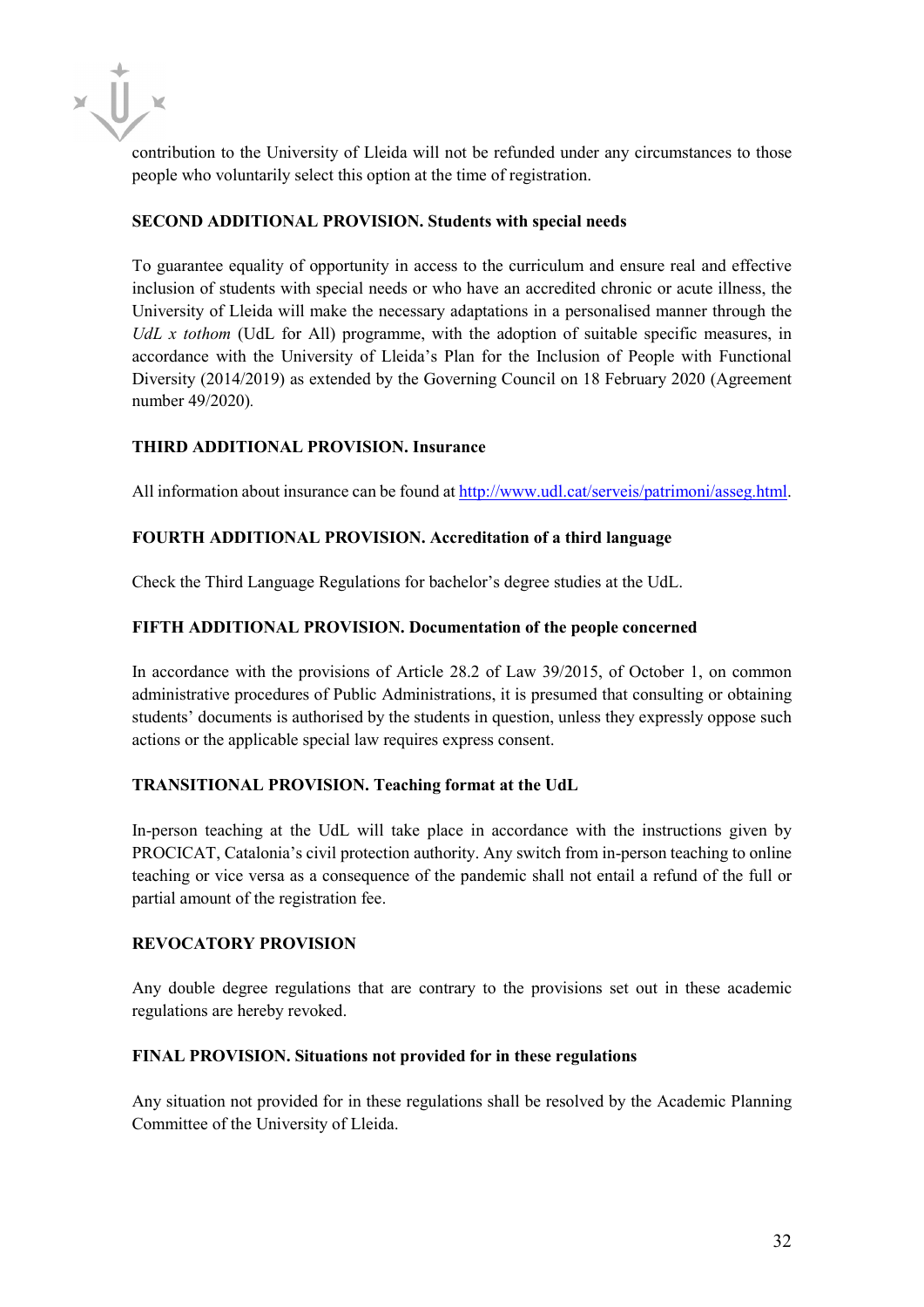contribution to the University of Lleida will not be refunded under any circumstances to those people who voluntarily select this option at the time of registration.

**SECOND ADDITIONAL PROVISION. Students with special needs**

To guarantee equality of opportunity in access to the curriculum and ensure real and effective inclusion of students with special needs or who have an accredited chronic or acute illness, the University of Lleida will make the necessary adaptations in a personalised manner through the *UdL x tothom* (UdL for All) programme, with the adoption of suitable specific measures, in accordance with the University of Lleida's Plan for the Inclusion of People with Functional Diversity (2014/2019) as extended by the Governing Council on 18 February 2020 (Agreement number 49/2020).

**THIRD ADDITIONAL PROVISION. Insurance**

All information about insurance can be found at http://www.udl.cat/serveis/patrimoni/asseg.html.

**FOURTH ADDITIONAL PROVISION. Accreditation of a third language**

Check the Third Language Regulations for bachelor's degree studies at the UdL.

**FIFTH ADDITIONAL PROVISION. Documentation of the people concerned**

In accordance with the provisions of Article 28.2 of Law 39/2015, of October 1, on common administrative procedures of Public Administrations, it is presumed that consulting or obtaining students' documents is authorised by the students in question, unless they expressly oppose such actions or the applicable special law requires express consent.

**TRANSITIONAL PROVISION. Teaching format at the UdL**

In-person teaching at the UdL will take place in accordance with the instructions given by PROCICAT, Catalonia's civil protection authority. Any switch from in-person teaching to online teaching or vice versa as a consequence of the pandemic shall not entail a refund of the full or partial amount of the registration fee.

**REVOCATORY PROVISION**

Any double degree regulations that are contrary to the provisions set out in these academic regulations are hereby revoked.

**FINAL PROVISION. Situations not provided for in these regulations**

Any situation not provided for in these regulations shall be resolved by the Academic Planning Committee of the University of Lleida.